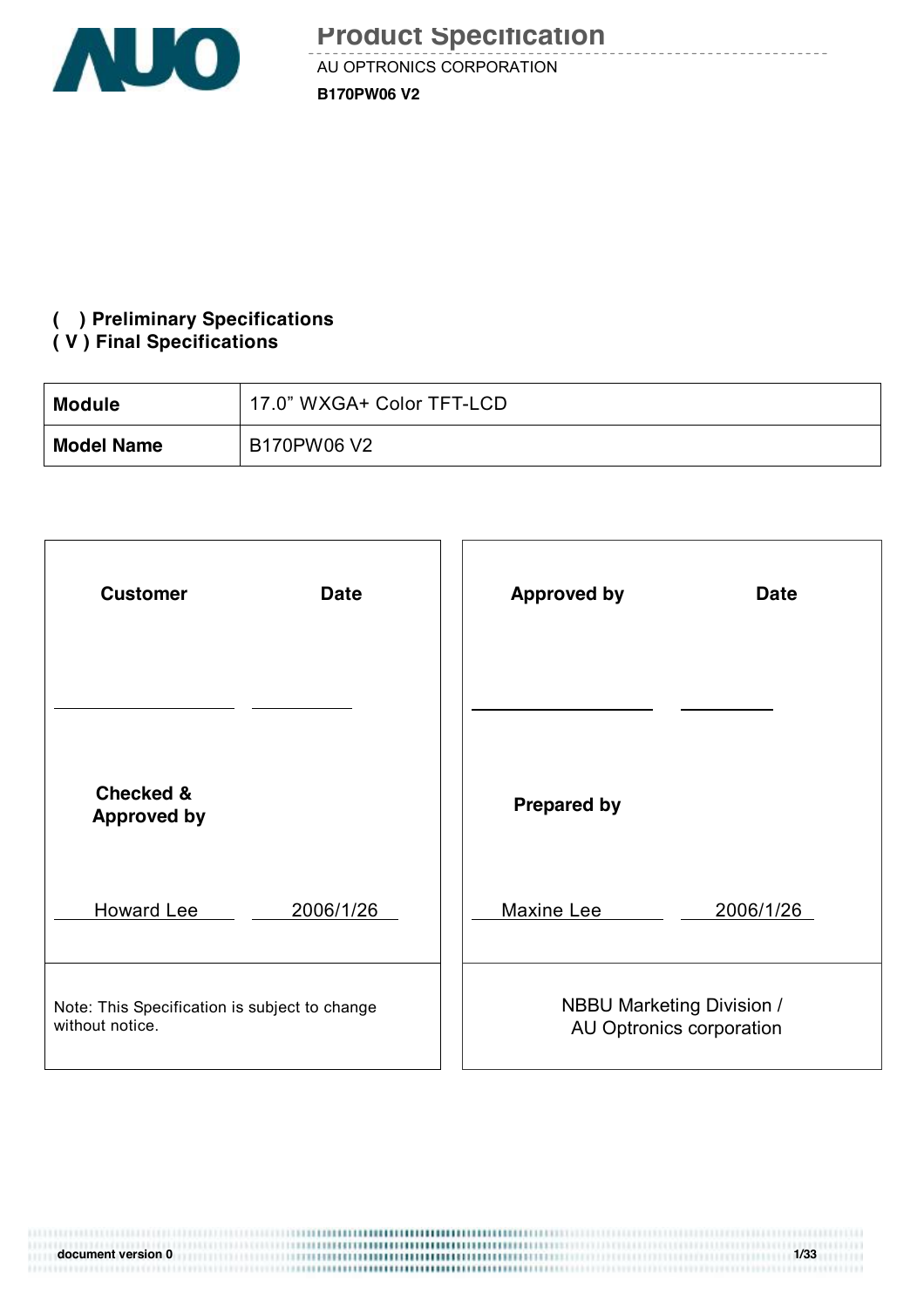# Product Specification

AU OPTRONICS CORPORATION

**B170PW06 V2**

**(   ) Preliminary Specifications**
**( V ) Final Specifications**

| **Module** | 17.0" WXGA+ Color TFT-LCD |
|---|---|
| **Model Name** | B170PW06 V2 |

| **Customer** | **Date** | **Approved by** | **Date** |
|---|---|---|---|
| | | | |
| **Checked & Approved by** | | **Prepared by** | |
| Howard Lee | 2006/1/26 | Maxine Lee | 2006/1/26 |

Note: This Specification is subject to change without notice.

NBBU Marketing Division /
AU Optronics corporation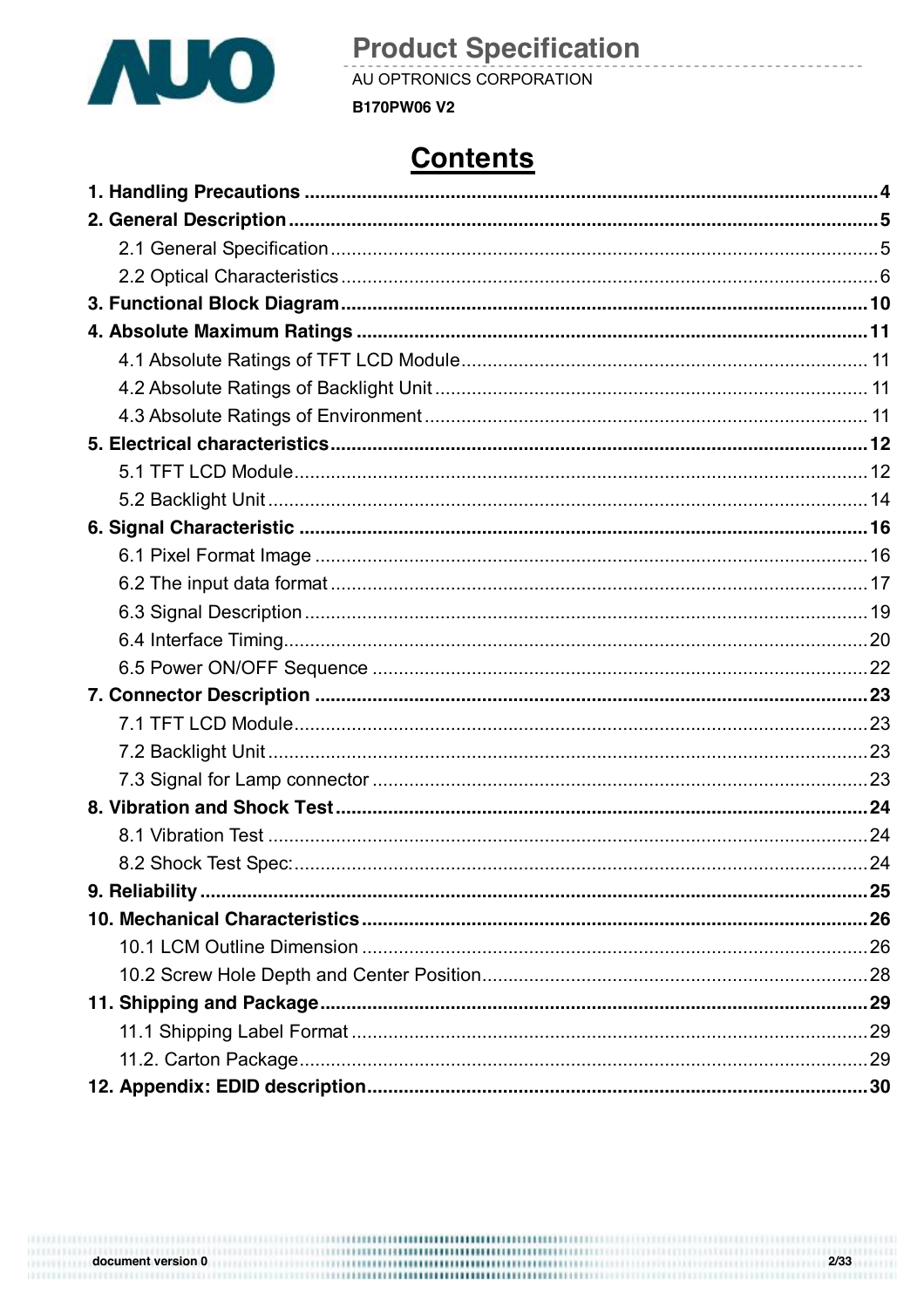# Contents

**1. Handling Precautions** .......... **4**

**2. General Description** .......... **5**

- 2.1 General Specification .......... 5
- 2.2 Optical Characteristics .......... 6

**3. Functional Block Diagram** .......... **10**

**4. Absolute Maximum Ratings** .......... **11**

- 4.1 Absolute Ratings of TFT LCD Module .......... 11
- 4.2 Absolute Ratings of Backlight Unit .......... 11
- 4.3 Absolute Ratings of Environment .......... 11

**5. Electrical characteristics** .......... **12**

- 5.1 TFT LCD Module .......... 12
- 5.2 Backlight Unit .......... 14

**6. Signal Characteristic** .......... **16**

- 6.1 Pixel Format Image .......... 16
- 6.2 The input data format .......... 17
- 6.3 Signal Description .......... 19
- 6.4 Interface Timing .......... 20
- 6.5 Power ON/OFF Sequence .......... 22

**7. Connector Description** .......... **23**

- 7.1 TFT LCD Module .......... 23
- 7.2 Backlight Unit .......... 23
- 7.3 Signal for Lamp connector .......... 23

**8. Vibration and Shock Test** .......... **24**

- 8.1 Vibration Test .......... 24
- 8.2 Shock Test Spec: .......... 24

**9. Reliability** .......... **25**

**10. Mechanical Characteristics** .......... **26**

- 10.1 LCM Outline Dimension .......... 26
- 10.2 Screw Hole Depth and Center Position .......... 28

**11. Shipping and Package** .......... **29**

- 11.1 Shipping Label Format .......... 29
- 11.2. Carton Package .......... 29

**12. Appendix: EDID description** .......... **30**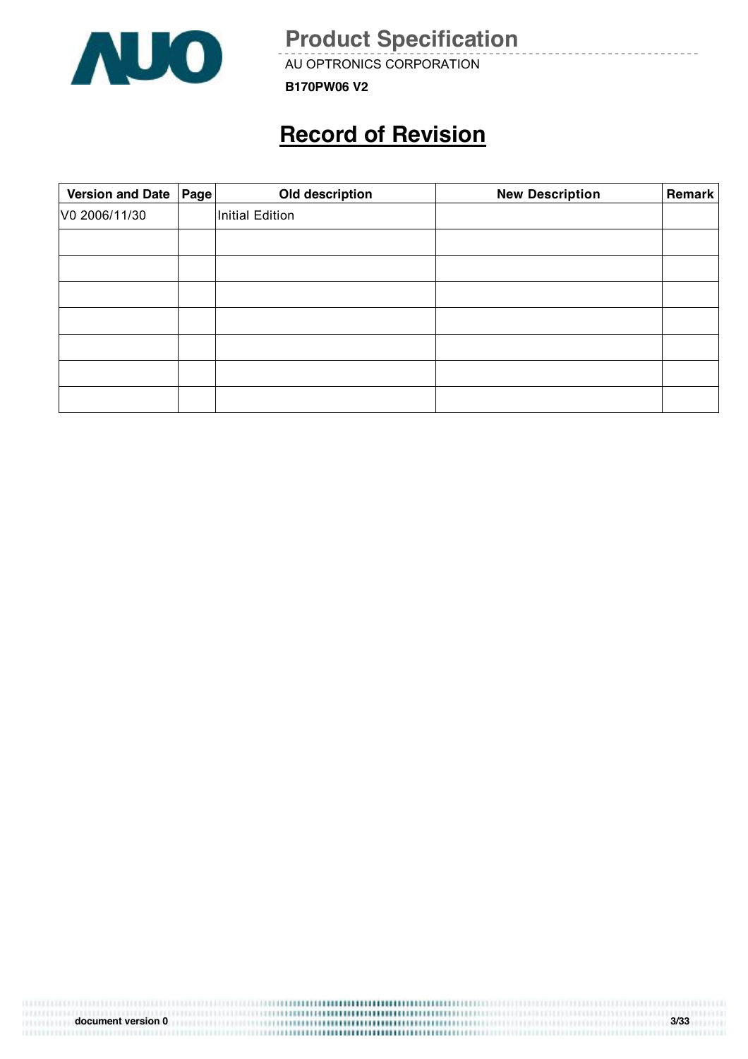# Record of Revision

| Version and Date | Page | Old description | New Description | Remark |
|---|---|---|---|---|
| V0 2006/11/30 | | Initial Edition | | |
| | | | | |
| | | | | |
| | | | | |
| | | | | |
| | | | | |
| | | | | |
| | | | | |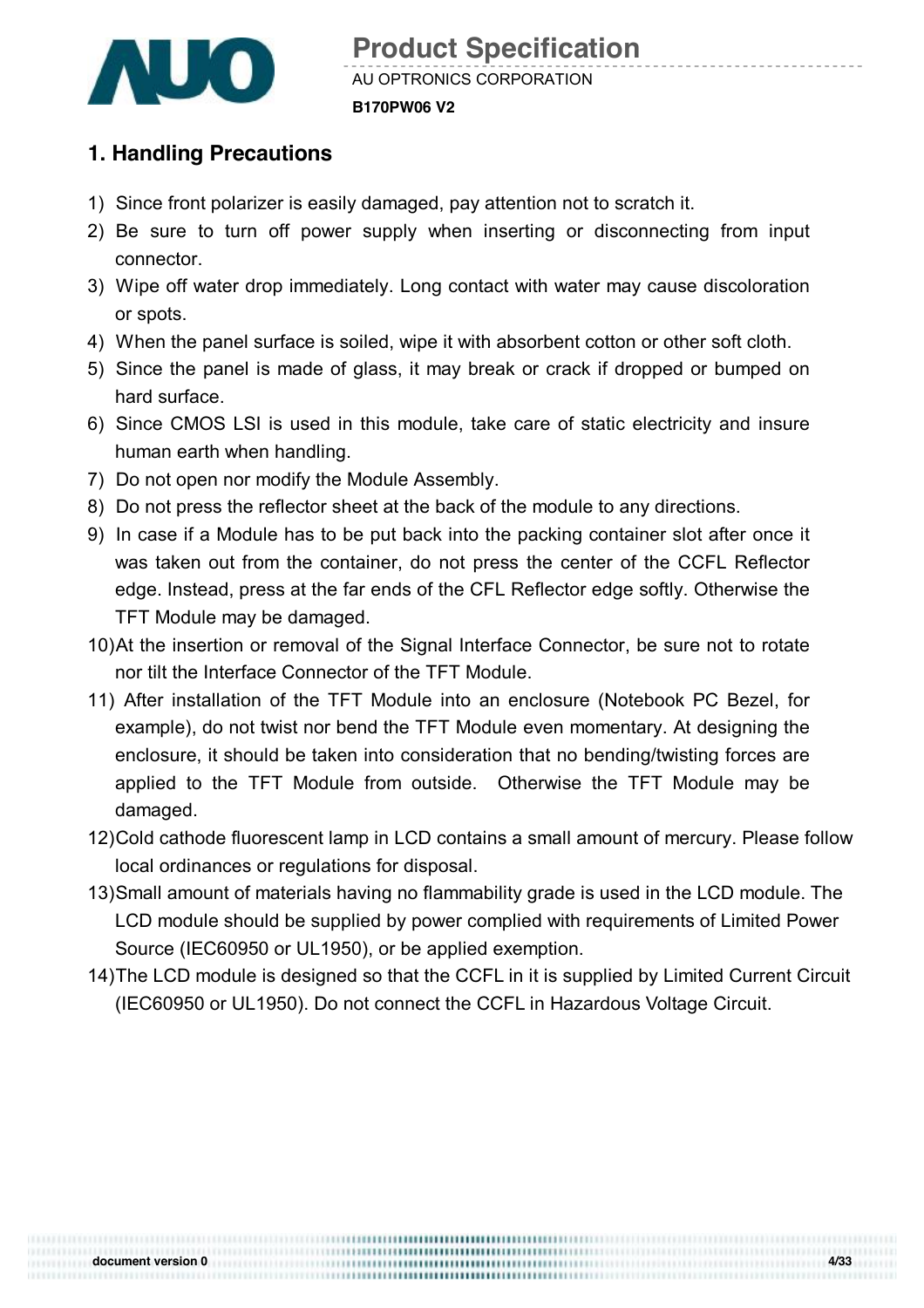## 1. Handling Precautions

1) Since front polarizer is easily damaged, pay attention not to scratch it.
2) Be sure to turn off power supply when inserting or disconnecting from input connector.
3) Wipe off water drop immediately. Long contact with water may cause discoloration or spots.
4) When the panel surface is soiled, wipe it with absorbent cotton or other soft cloth.
5) Since the panel is made of glass, it may break or crack if dropped or bumped on hard surface.
6) Since CMOS LSI is used in this module, take care of static electricity and insure human earth when handling.
7) Do not open nor modify the Module Assembly.
8) Do not press the reflector sheet at the back of the module to any directions.
9) In case if a Module has to be put back into the packing container slot after once it was taken out from the container, do not press the center of the CCFL Reflector edge. Instead, press at the far ends of the CFL Reflector edge softly. Otherwise the TFT Module may be damaged.
10) At the insertion or removal of the Signal Interface Connector, be sure not to rotate nor tilt the Interface Connector of the TFT Module.
11) After installation of the TFT Module into an enclosure (Notebook PC Bezel, for example), do not twist nor bend the TFT Module even momentary. At designing the enclosure, it should be taken into consideration that no bending/twisting forces are applied to the TFT Module from outside. Otherwise the TFT Module may be damaged.
12) Cold cathode fluorescent lamp in LCD contains a small amount of mercury. Please follow local ordinances or regulations for disposal.
13) Small amount of materials having no flammability grade is used in the LCD module. The LCD module should be supplied by power complied with requirements of Limited Power Source (IEC60950 or UL1950), or be applied exemption.
14) The LCD module is designed so that the CCFL in it is supplied by Limited Current Circuit (IEC60950 or UL1950). Do not connect the CCFL in Hazardous Voltage Circuit.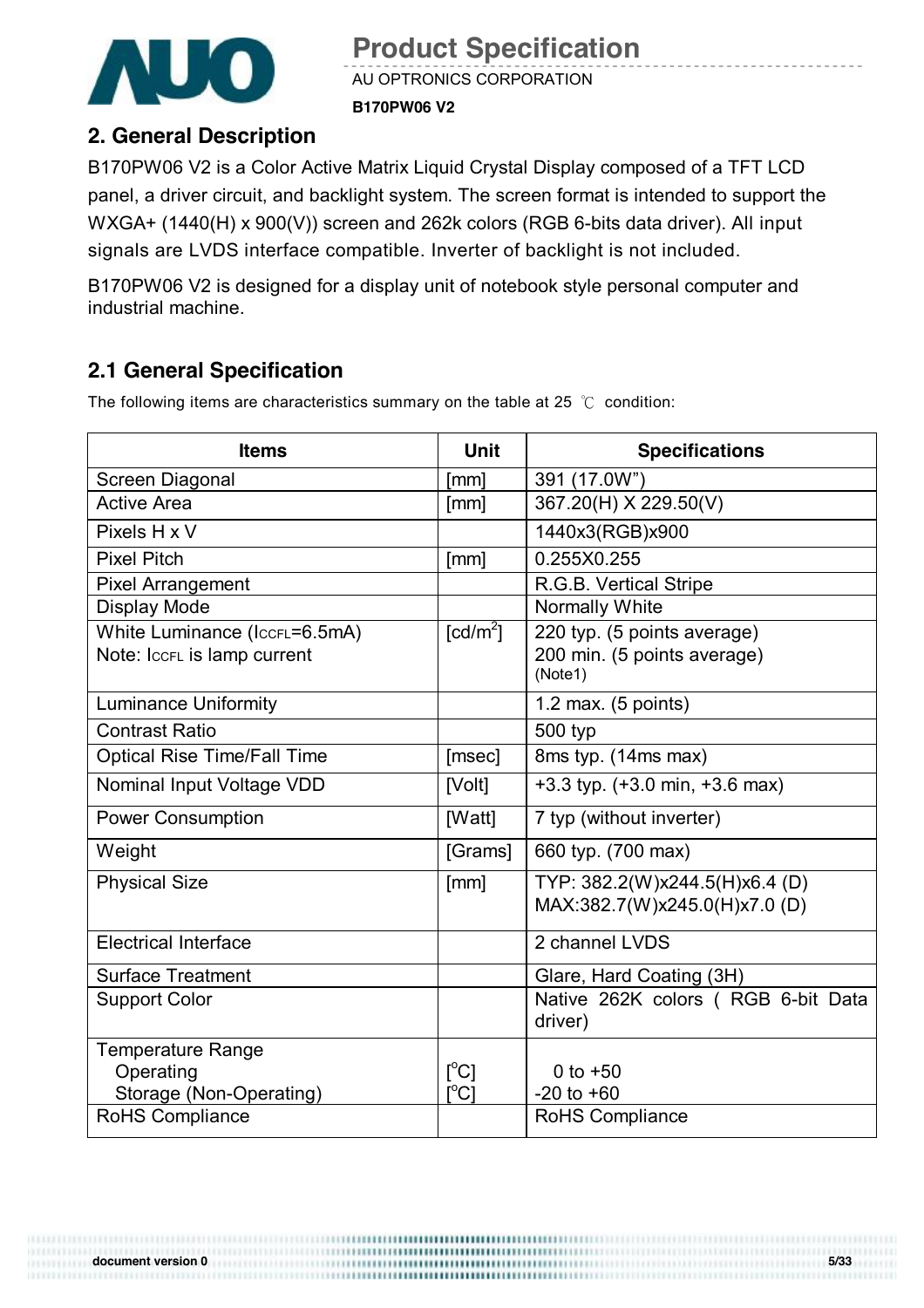## 2. General Description

B170PW06 V2 is a Color Active Matrix Liquid Crystal Display composed of a TFT LCD panel, a driver circuit, and backlight system. The screen format is intended to support the WXGA+ (1440(H) x 900(V)) screen and 262k colors (RGB 6-bits data driver). All input signals are LVDS interface compatible. Inverter of backlight is not included.

B170PW06 V2 is designed for a display unit of notebook style personal computer and industrial machine.

## 2.1 General Specification

The following items are characteristics summary on the table at 25 ℃ condition:

| Items | Unit | Specifications |
|---|---|---|
| Screen Diagonal | [mm] | 391 (17.0W") |
| Active Area | [mm] | 367.20(H) X 229.50(V) |
| Pixels H x V | | 1440x3(RGB)x900 |
| Pixel Pitch | [mm] | 0.255X0.255 |
| Pixel Arrangement | | R.G.B. Vertical Stripe |
| Display Mode | | Normally White |
| White Luminance ($I_{CCFL}$=6.5mA)<br>Note: $I_{CCFL}$ is lamp current | [cd/m²] | 220 typ. (5 points average)<br>200 min. (5 points average)<br>(Note1) |
| Luminance Uniformity | | 1.2 max. (5 points) |
| Contrast Ratio | | 500 typ |
| Optical Rise Time/Fall Time | [msec] | 8ms typ. (14ms max) |
| Nominal Input Voltage VDD | [Volt] | +3.3 typ. (+3.0 min, +3.6 max) |
| Power Consumption | [Watt] | 7 typ (without inverter) |
| Weight | [Grams] | 660 typ. (700 max) |
| Physical Size | [mm] | TYP: 382.2(W)x244.5(H)x6.4 (D)<br>MAX:382.7(W)x245.0(H)x7.0 (D) |
| Electrical Interface | | 2 channel LVDS |
| Surface Treatment | | Glare, Hard Coating (3H) |
| Support Color | | Native 262K colors ( RGB 6-bit Data driver) |
| Temperature Range<br>Operating<br>Storage (Non-Operating) | <br>[°C]<br>[°C] | <br>0 to +50<br>-20 to +60 |
| RoHS Compliance | | RoHS Compliance |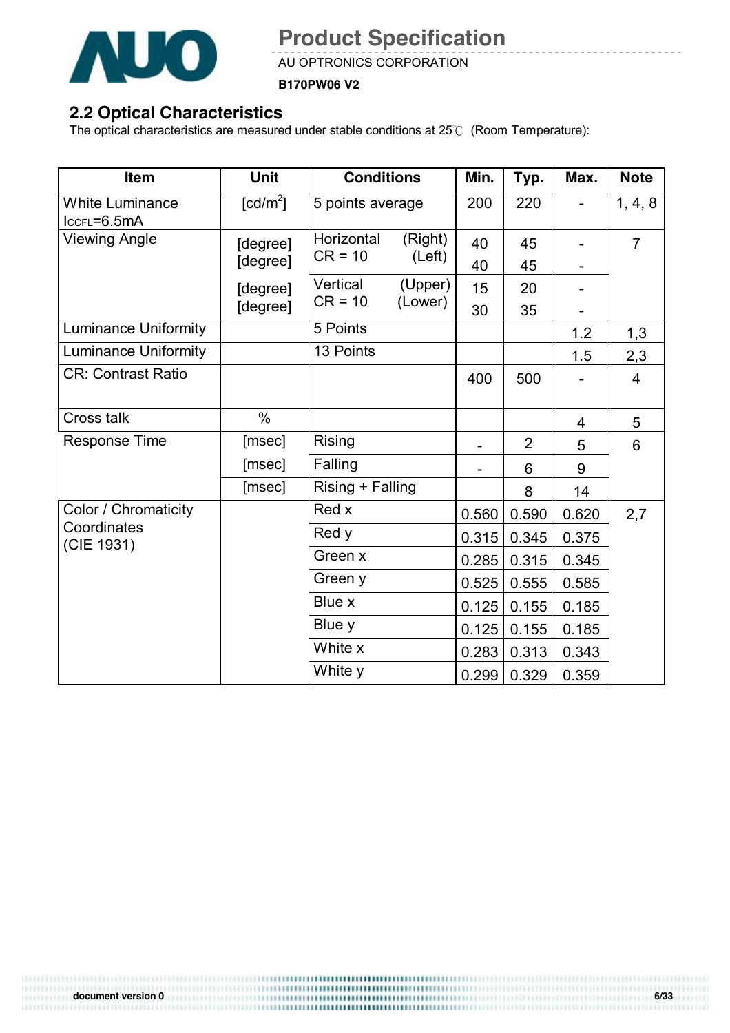## 2.2 Optical Characteristics

The optical characteristics are measured under stable conditions at 25℃ (Room Temperature):

| Item | Unit | Conditions | | Min. | Typ. | Max. | Note |
|---|---|---|---|---|---|---|---|
| White Luminance $I_{CCFL}$=6.5mA | [cd/m$^2$] | 5 points average | | 200 | 220 | - | 1, 4, 8 |
| Viewing Angle | [degree] | Horizontal CR = 10 | (Right) | 40 | 45 | - | 7 |
| | [degree] | | (Left) | 40 | 45 | - | |
| | [degree] | Vertical CR = 10 | (Upper) | 15 | 20 | - | |
| | [degree] | | (Lower) | 30 | 35 | - | |
| Luminance Uniformity | | 5 Points | | | | 1.2 | 1,3 |
| Luminance Uniformity | | 13 Points | | | | 1.5 | 2,3 |
| CR: Contrast Ratio | | | | 400 | 500 | - | 4 |
| Cross talk | % | | | | | 4 | 5 |
| Response Time | [msec] | Rising | | - | 2 | 5 | 6 |
| | [msec] | Falling | | - | 6 | 9 | |
| | [msec] | Rising + Falling | | | 8 | 14 | |
| Color / Chromaticity Coordinates (CIE 1931) | | Red x | | 0.560 | 0.590 | 0.620 | 2,7 |
| | | Red y | | 0.315 | 0.345 | 0.375 | |
| | | Green x | | 0.285 | 0.315 | 0.345 | |
| | | Green y | | 0.525 | 0.555 | 0.585 | |
| | | Blue x | | 0.125 | 0.155 | 0.185 | |
| | | Blue y | | 0.125 | 0.155 | 0.185 | |
| | | White x | | 0.283 | 0.313 | 0.343 | |
| | | White y | | 0.299 | 0.329 | 0.359 | |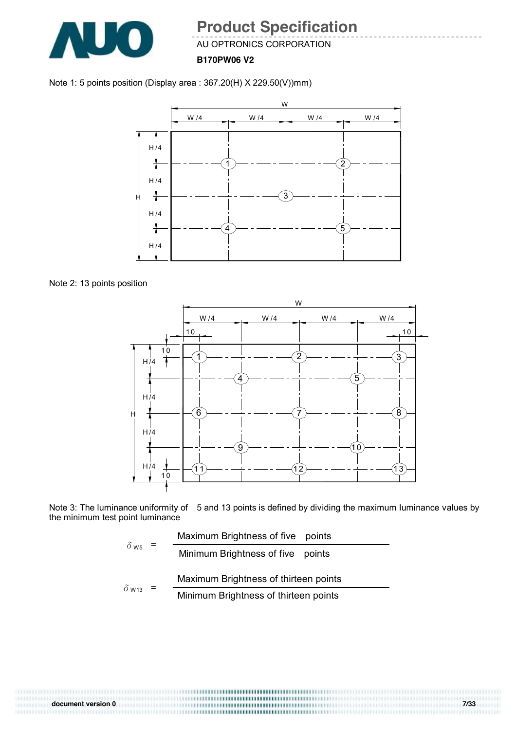Note 1: 5 points position (Display area : 367.20(H) X 229.50(V))mm)

Note 2: 13 points position

Note 3: The luminance uniformity of 5 and 13 points is defined by dividing the maximum luminance values by the minimum test point luminance

$$\delta_{W5} = \frac{\text{Maximum Brightness of five points}}{\text{Minimum Brightness of five points}}$$

$$\delta_{W13} = \frac{\text{Maximum Brightness of thirteen points}}{\text{Minimum Brightness of thirteen points}}$$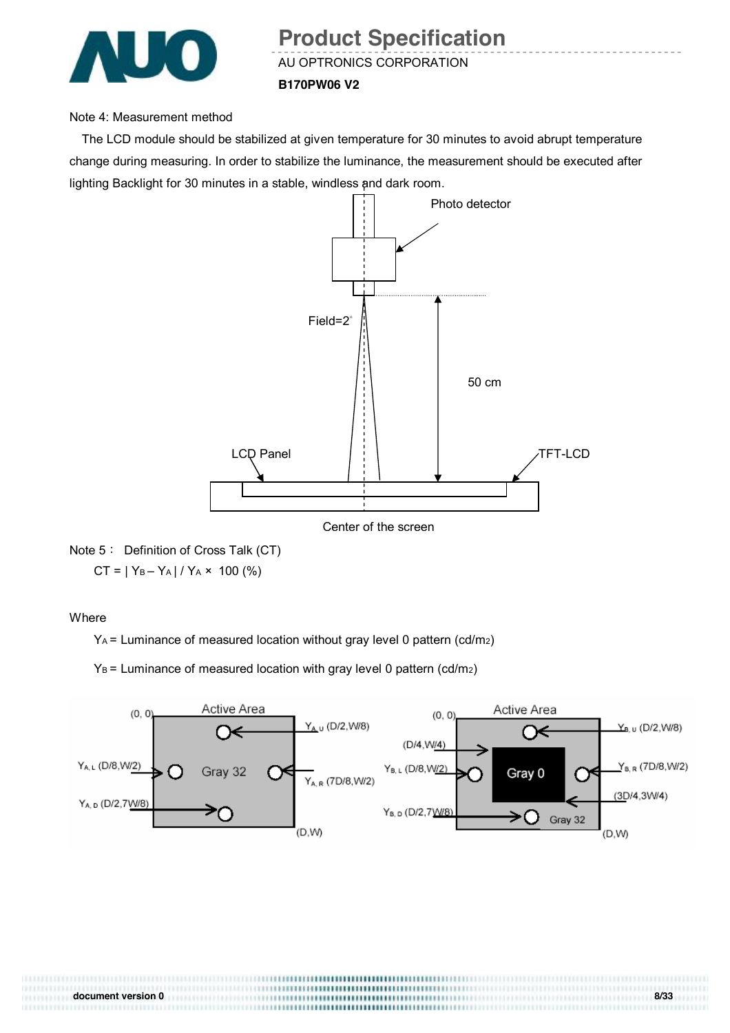Note 4: Measurement method

The LCD module should be stabilized at given temperature for 30 minutes to avoid abrupt temperature change during measuring. In order to stabilize the luminance, the measurement should be executed after lighting Backlight for 30 minutes in a stable, windless and dark room.

Photo detector

Field=2°

50 cm

LCD Panel

TFT-LCD

Center of the screen

Note 5： Definition of Cross Talk (CT)

$CT = | Y_B - Y_A | / Y_A \times 100$ (%)

Where

$Y_A$ = Luminance of measured location without gray level 0 pattern (cd/m2)

$Y_B$ = Luminance of measured location with gray level 0 pattern (cd/m2)

Active Area (0, 0) Gray 32 (D,W): $Y_{A,U}$ (D/2,W/8), $Y_{A,L}$ (D/8,W/2), $Y_{A,R}$ (7D/8,W/2), $Y_{A,D}$ (D/2,7W/8)

Active Area (0, 0) Gray 0 (D/4,W/4)–(3D/4,3W/4), Gray 32 (D,W): $Y_{B,U}$ (D/2,W/8), $Y_{B,L}$ (D/8,W/2), $Y_{B,R}$ (7D/8,W/2), $Y_{B,D}$ (D/2,7W/8)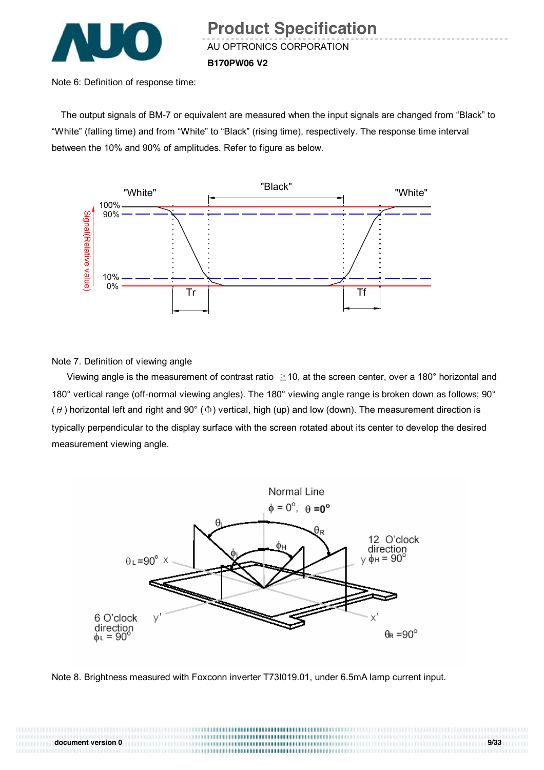Note 6: Definition of response time:

The output signals of BM-7 or equivalent are measured when the input signals are changed from "Black" to "White" (falling time) and from "White" to "Black" (rising time), respectively. The response time interval between the 10% and 90% of amplitudes. Refer to figure as below.

Note 7. Definition of viewing angle

Viewing angle is the measurement of contrast ratio ≧10, at the screen center, over a 180° horizontal and 180° vertical range (off-normal viewing angles). The 180° viewing angle range is broken down as follows; 90° ( θ ) horizontal left and right and 90° (Φ) vertical, high (up) and low (down). The measurement direction is typically perpendicular to the display surface with the screen rotated about its center to develop the desired measurement viewing angle.

Note 8. Brightness measured with Foxconn inverter T73I019.01, under 6.5mA lamp current input.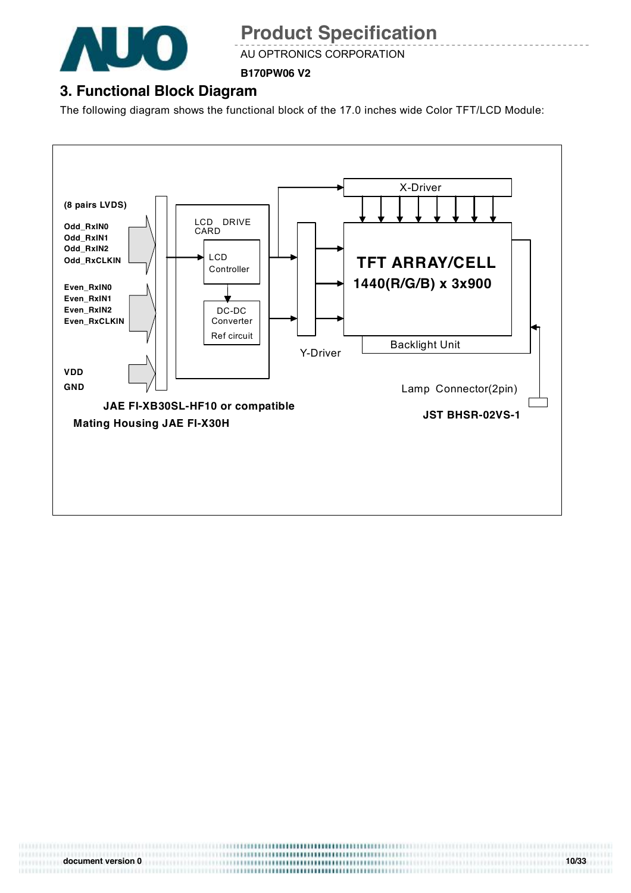## 3. Functional Block Diagram

The following diagram shows the functional block of the 17.0 inches wide Color TFT/LCD Module:

(8 pairs LVDS)

Odd_RxIN0
Odd_RxIN1
Odd_RxIN2
Odd_RxCLKIN

Even_RxIN0
Even_RxIN1
Even_RxIN2
Even_RxCLKIN

VDD
GND

LCD DRIVE CARD

LCD Controller

DC-DC Converter

Ref circuit

X-Driver

Y-Driver

TFT ARRAY/CELL
1440(R/G/B) x 3x900

Backlight Unit

Lamp Connector(2pin)

**JST BHSR-02VS-1**

**JAE FI-XB30SL-HF10 or compatible**

**Mating Housing JAE FI-X30H**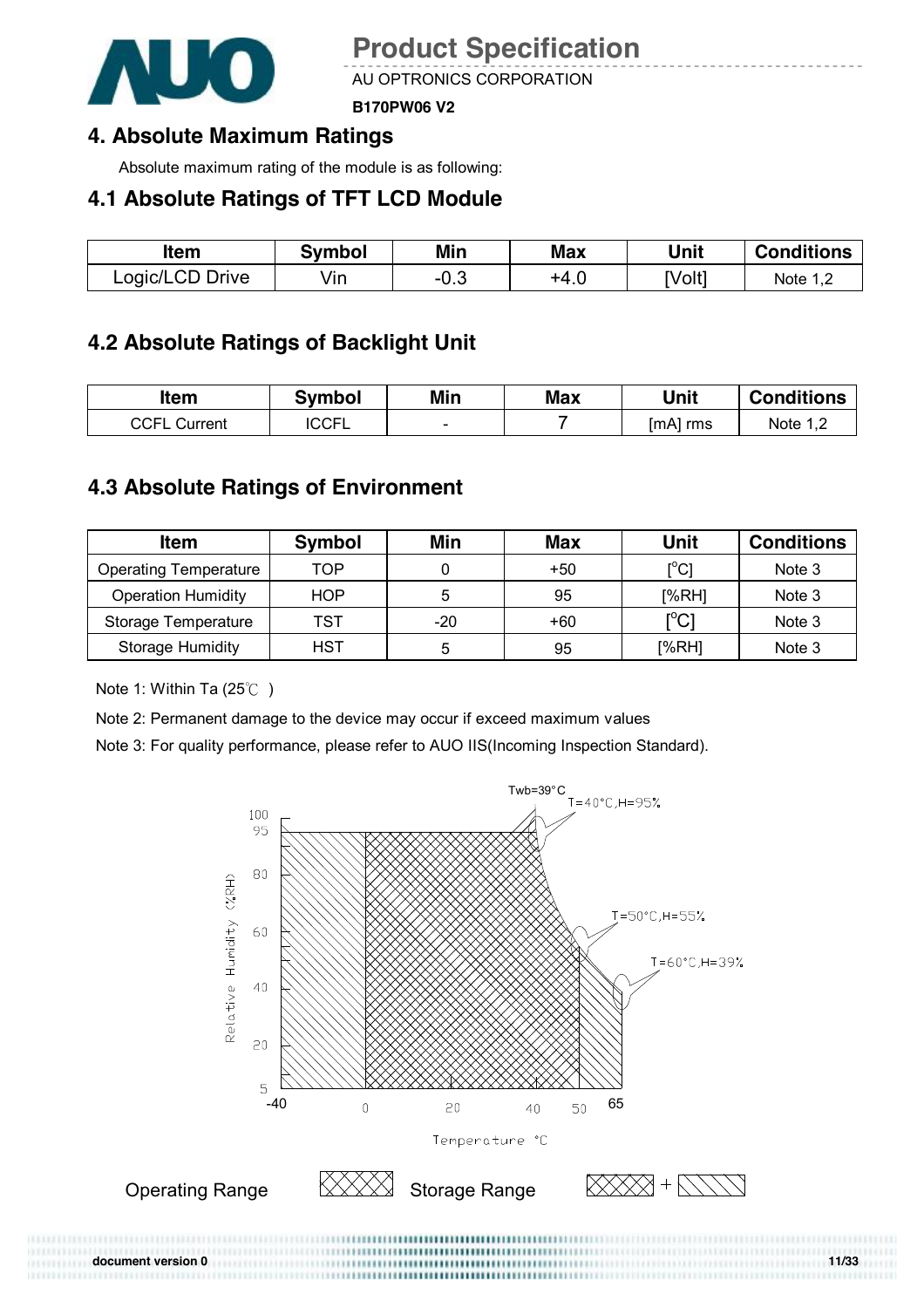# 4. Absolute Maximum Ratings

Absolute maximum rating of the module is as following:

## 4.1 Absolute Ratings of TFT LCD Module

| Item | Symbol | Min | Max | Unit | Conditions |
|---|---|---|---|---|---|
| Logic/LCD Drive | Vin | -0.3 | +4.0 | [Volt] | Note 1,2 |

## 4.2 Absolute Ratings of Backlight Unit

| Item | Symbol | Min | Max | Unit | Conditions |
|---|---|---|---|---|---|
| CCFL Current | ICCFL | - | 7 | [mA] rms | Note 1,2 |

## 4.3 Absolute Ratings of Environment

| Item | Symbol | Min | Max | Unit | Conditions |
|---|---|---|---|---|---|
| Operating Temperature | TOP | 0 | +50 | [°C] | Note 3 |
| Operation Humidity | HOP | 5 | 95 | [%RH] | Note 3 |
| Storage Temperature | TST | -20 | +60 | [°C] | Note 3 |
| Storage Humidity | HST | 5 | 95 | [%RH] | Note 3 |

Note 1: Within Ta (25℃ )

Note 2: Permanent damage to the device may occur if exceed maximum values

Note 3: For quality performance, please refer to AUO IIS(Incoming Inspection Standard).

Operating Range Storage Range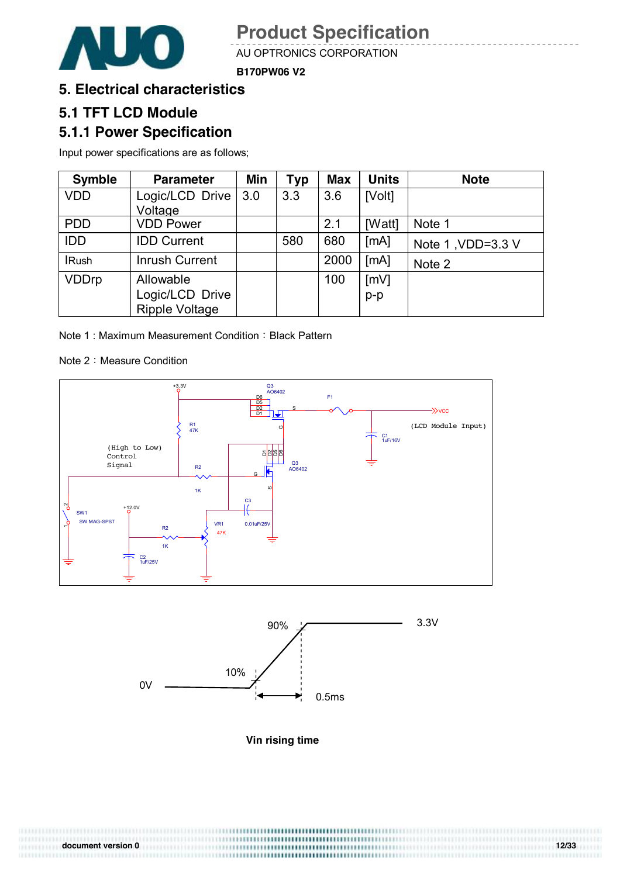# 5. Electrical characteristics

## 5.1 TFT LCD Module

### 5.1.1 Power Specification

Input power specifications are as follows;

| Symble | Parameter | Min | Typ | Max | Units | Note |
|---|---|---|---|---|---|---|
| VDD | Logic/LCD Drive Voltage | 3.0 | 3.3 | 3.6 | [Volt] | |
| PDD | VDD Power | | | 2.1 | [Watt] | Note 1 |
| IDD | IDD Current | | 580 | 680 | [mA] | Note 1 ,VDD=3.3 V |
| IRush | Inrush Current | | | 2000 | [mA] | Note 2 |
| VDDrp | Allowable Logic/LCD Drive Ripple Voltage | | | 100 | [mV] p-p | |

Note 1 : Maximum Measurement Condition：Black Pattern

Note 2：Measure Condition

Vin rising time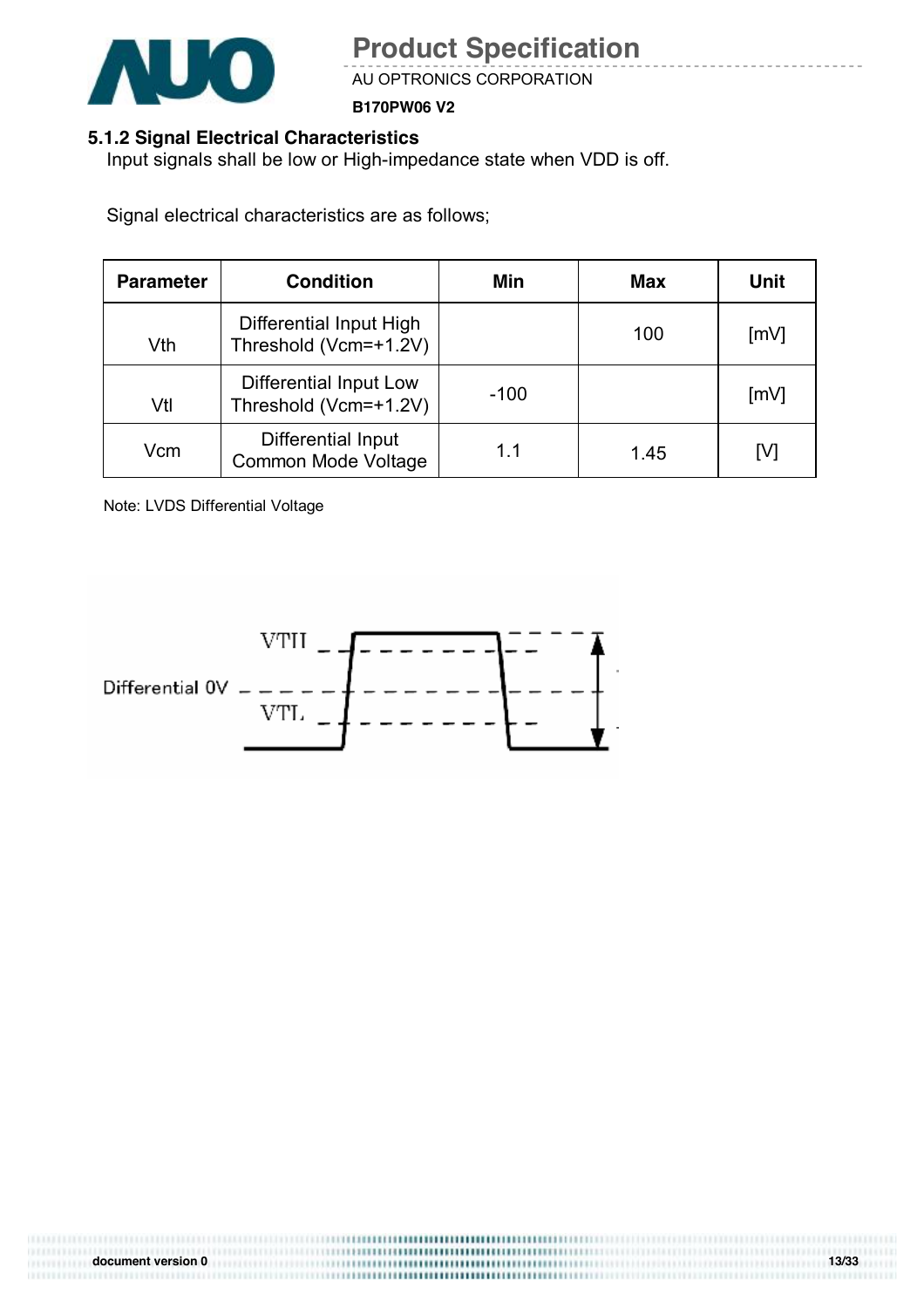### 5.1.2 Signal Electrical Characteristics

Input signals shall be low or High-impedance state when VDD is off.

Signal electrical characteristics are as follows;

| Parameter | Condition | Min | Max | Unit |
|---|---|---|---|---|
| Vth | Differential Input High Threshold (Vcm=+1.2V) | | 100 | [mV] |
| Vtl | Differential Input Low Threshold (Vcm=+1.2V) | -100 | | [mV] |
| Vcm | Differential Input Common Mode Voltage | 1.1 | 1.45 | [V] |

Note: LVDS Differential Voltage

VTH

Differential 0V

VTL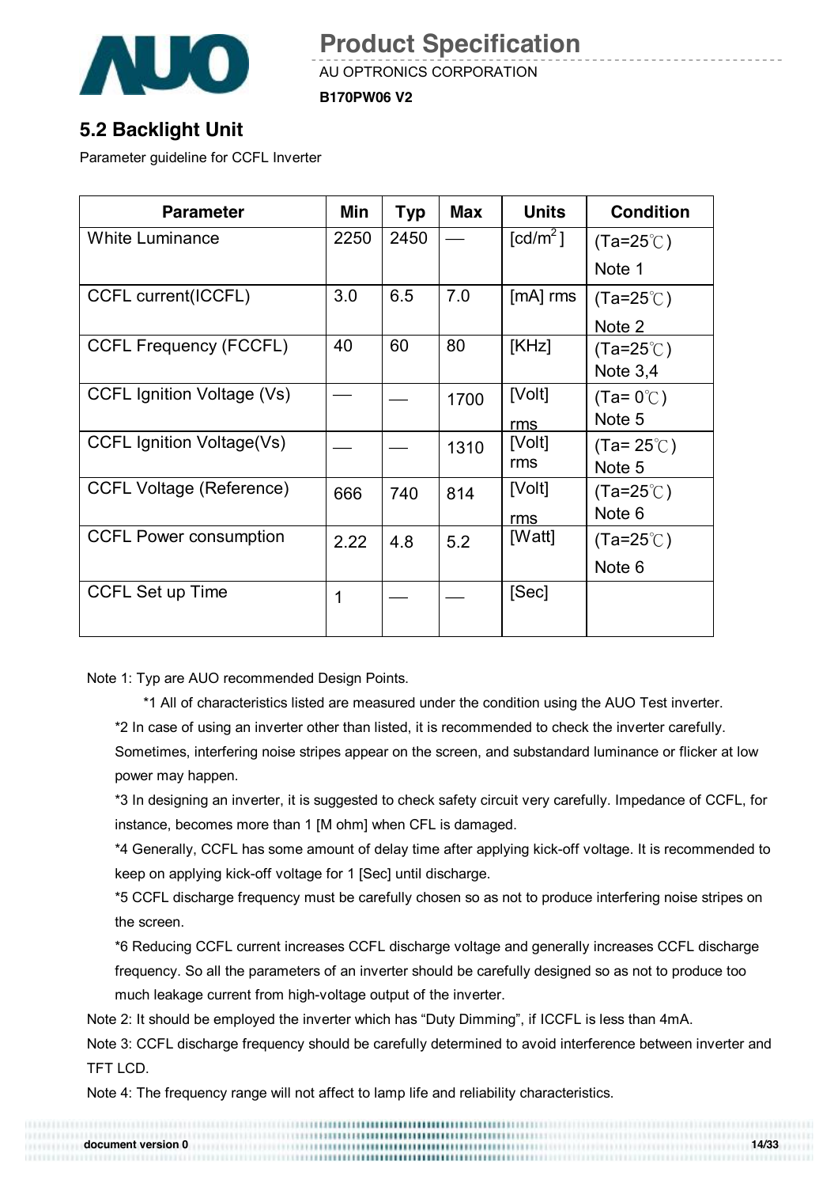## 5.2 Backlight Unit

Parameter guideline for CCFL Inverter

| Parameter | Min | Typ | Max | Units | Condition |
|---|---|---|---|---|---|
| White Luminance | 2250 | 2450 | — | [cd/m$^2$] | (Ta=25℃) Note 1 |
| CCFL current(ICCFL) | 3.0 | 6.5 | 7.0 | [mA] rms | (Ta=25℃) Note 2 |
| CCFL Frequency (FCCFL) | 40 | 60 | 80 | [KHz] | (Ta=25℃) Note 3,4 |
| CCFL Ignition Voltage (Vs) | — | — | 1700 | [Volt] rms | (Ta= 0℃) Note 5 |
| CCFL Ignition Voltage(Vs) | — | — | 1310 | [Volt] rms | (Ta= 25℃) Note 5 |
| CCFL Voltage (Reference) | 666 | 740 | 814 | [Volt] rms | (Ta=25℃) Note 6 |
| CCFL Power consumption | 2.22 | 4.8 | 5.2 | [Watt] | (Ta=25℃) Note 6 |
| CCFL Set up Time | 1 | — | — | [Sec] | |

Note 1: Typ are AUO recommended Design Points.

*1 All of characteristics listed are measured under the condition using the AUO Test inverter.

*2 In case of using an inverter other than listed, it is recommended to check the inverter carefully. Sometimes, interfering noise stripes appear on the screen, and substandard luminance or flicker at low power may happen.

*3 In designing an inverter, it is suggested to check safety circuit very carefully. Impedance of CCFL, for instance, becomes more than 1 [M ohm] when CFL is damaged.

*4 Generally, CCFL has some amount of delay time after applying kick-off voltage. It is recommended to keep on applying kick-off voltage for 1 [Sec] until discharge.

*5 CCFL discharge frequency must be carefully chosen so as not to produce interfering noise stripes on the screen.

*6 Reducing CCFL current increases CCFL discharge voltage and generally increases CCFL discharge frequency. So all the parameters of an inverter should be carefully designed so as not to produce too much leakage current from high-voltage output of the inverter.

Note 2: It should be employed the inverter which has "Duty Dimming", if ICCFL is less than 4mA.

Note 3: CCFL discharge frequency should be carefully determined to avoid interference between inverter and TFT LCD.

Note 4: The frequency range will not affect to lamp life and reliability characteristics.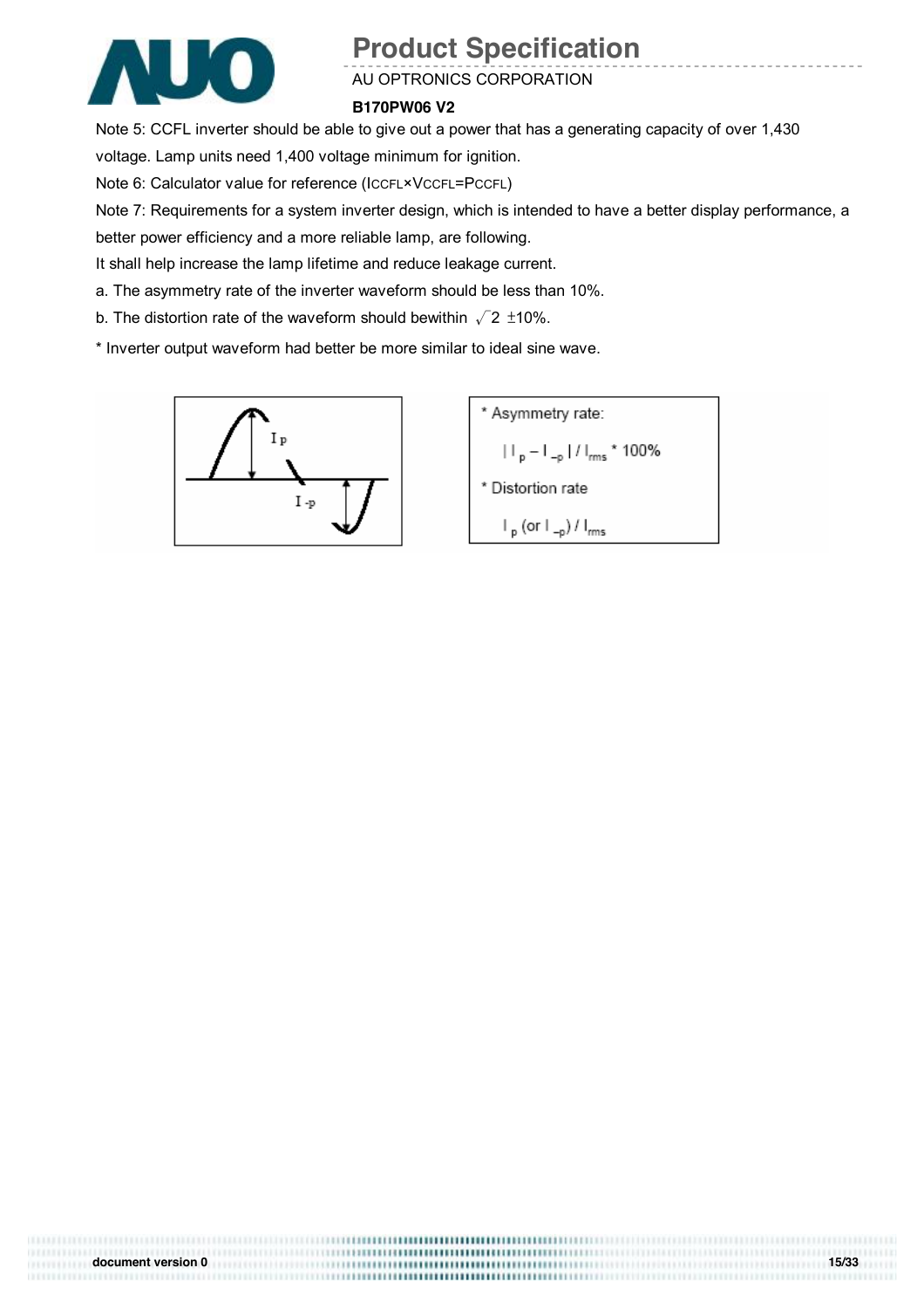Note 5: CCFL inverter should be able to give out a power that has a generating capacity of over 1,430 voltage. Lamp units need 1,400 voltage minimum for ignition.

Note 6: Calculator value for reference ($I_{CCFL} \times V_{CCFL} = P_{CCFL}$)

Note 7: Requirements for a system inverter design, which is intended to have a better display performance, a better power efficiency and a more reliable lamp, are following.

It shall help increase the lamp lifetime and reduce leakage current.

a. The asymmetry rate of the inverter waveform should be less than 10%.

b. The distortion rate of the waveform should bewithin $\sqrt{2}$ ±10%.

* Inverter output waveform had better be more similar to ideal sine wave.

* Asymmetry rate:

$| I_p - I_{-p} | / I_{rms} * 100\%$

* Distortion rate

$I_p$ (or $I_{-p}$) / $I_{rms}$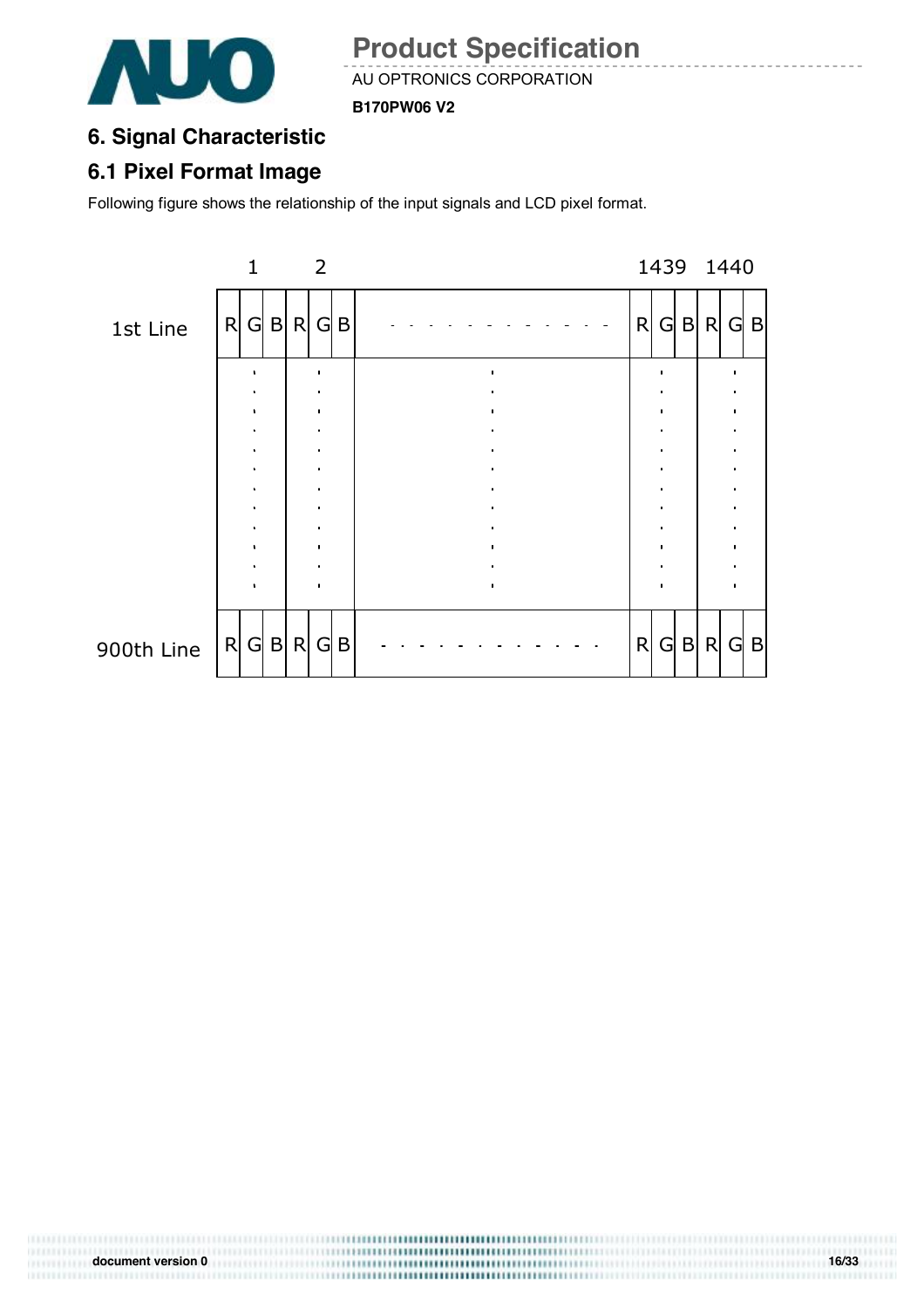# 6. Signal Characteristic

## 6.1 Pixel Format Image

Following figure shows the relationship of the input signals and LCD pixel format.

| | 1 | | | 2 | | | | 1439 | | | 1440 | | |
|---|---|---|---|---|---|---|---|---|---|---|---|---|---|
| 1st Line | R | G | B | R | G | B | - - - - - - - - - - - - | R | G | B | R | G | B |
| | . | | | . | | | . | . | | | . | | |
| 900th Line | R | G | B | R | G | B | - - - - - - - - - - - - | R | G | B | R | G | B |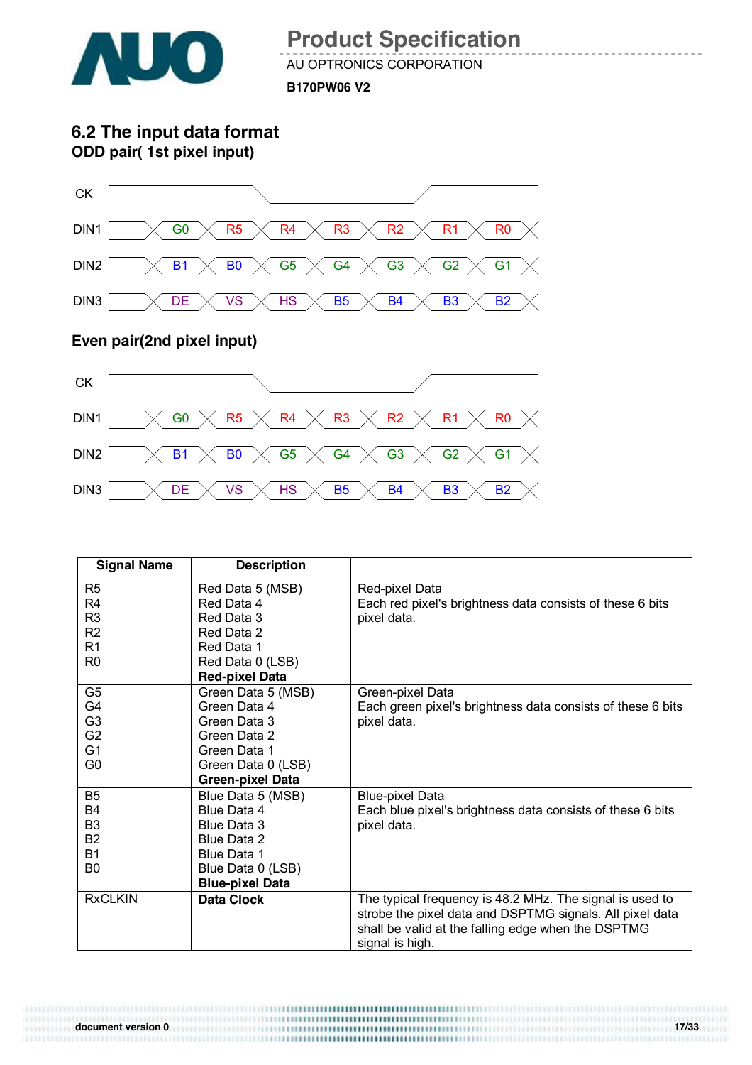## 6.2 The input data format

### ODD pair( 1st pixel input)

| CK | | | | | | | |
|---|---|---|---|---|---|---|---|
| DIN1 | G0 | R5 | R4 | R3 | R2 | R1 | R0 |
| DIN2 | B1 | B0 | G5 | G4 | G3 | G2 | G1 |
| DIN3 | DE | VS | HS | B5 | B4 | B3 | B2 |

### Even pair(2nd pixel input)

| CK | | | | | | | |
|---|---|---|---|---|---|---|---|
| DIN1 | G0 | R5 | R4 | R3 | R2 | R1 | R0 |
| DIN2 | B1 | B0 | G5 | G4 | G3 | G2 | G1 |
| DIN3 | DE | VS | HS | B5 | B4 | B3 | B2 |

| Signal Name | Description | |
|---|---|---|
| R5<br>R4<br>R3<br>R2<br>R1<br>R0 | Red Data 5 (MSB)<br>Red Data 4<br>Red Data 3<br>Red Data 2<br>Red Data 1<br>Red Data 0 (LSB)<br>**Red-pixel Data** | Red-pixel Data<br>Each red pixel's brightness data consists of these 6 bits pixel data. |
| G5<br>G4<br>G3<br>G2<br>G1<br>G0 | Green Data 5 (MSB)<br>Green Data 4<br>Green Data 3<br>Green Data 2<br>Green Data 1<br>Green Data 0 (LSB)<br>**Green-pixel Data** | Green-pixel Data<br>Each green pixel's brightness data consists of these 6 bits pixel data. |
| B5<br>B4<br>B3<br>B2<br>B1<br>B0 | Blue Data 5 (MSB)<br>Blue Data 4<br>Blue Data 3<br>Blue Data 2<br>Blue Data 1<br>Blue Data 0 (LSB)<br>**Blue-pixel Data** | Blue-pixel Data<br>Each blue pixel's brightness data consists of these 6 bits pixel data. |
| RxCLKIN | **Data Clock** | The typical frequency is 48.2 MHz. The signal is used to strobe the pixel data and DSPTMG signals. All pixel data shall be valid at the falling edge when the DSPTMG signal is high. |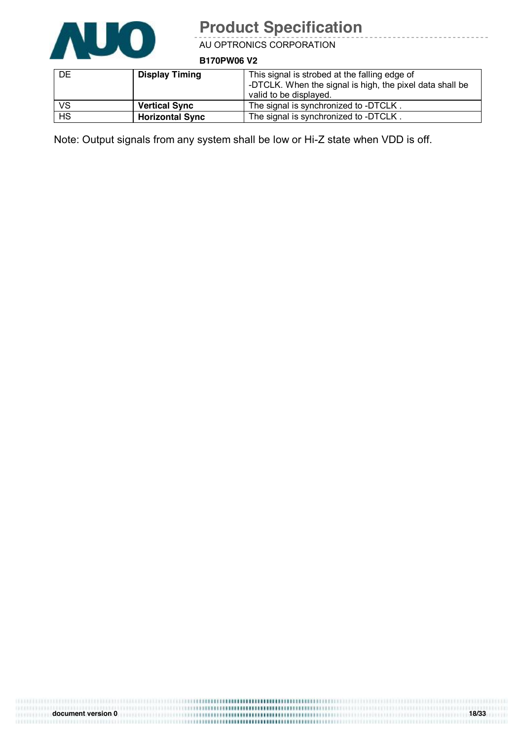| DE | **Display Timing** | This signal is strobed at the falling edge of -DTCLK. When the signal is high, the pixel data shall be valid to be displayed. |
|---|---|---|
| VS | **Vertical Sync** | The signal is synchronized to -DTCLK . |
| HS | **Horizontal Sync** | The signal is synchronized to -DTCLK . |

Note: Output signals from any system shall be low or Hi-Z state when VDD is off.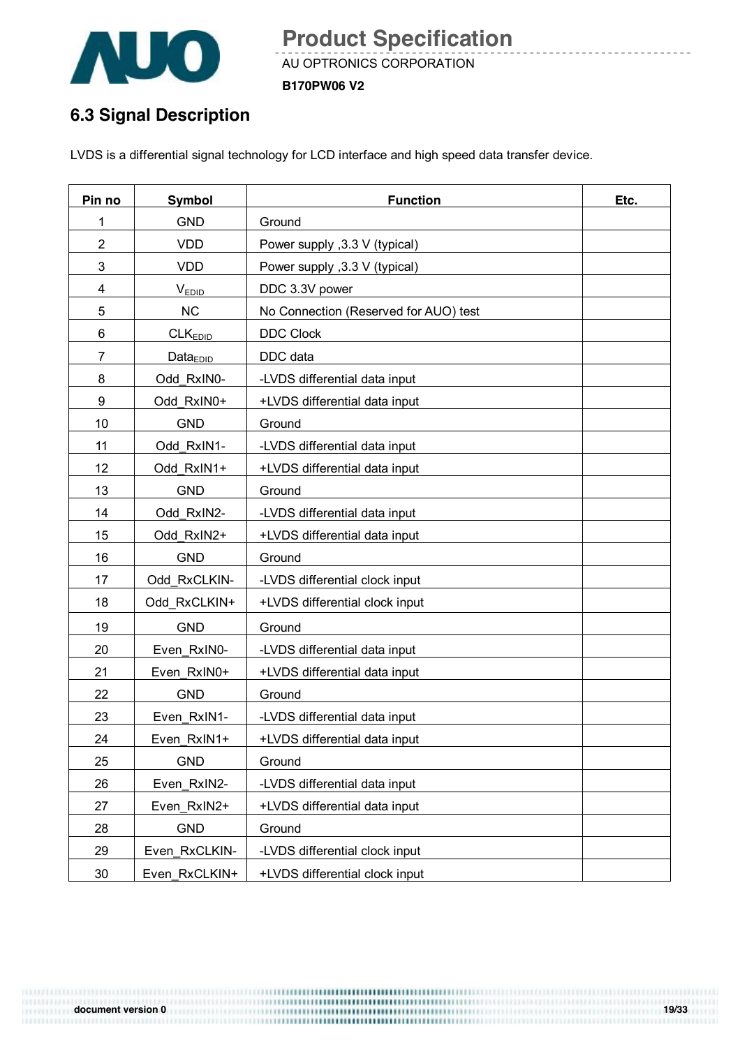## 6.3 Signal Description

LVDS is a differential signal technology for LCD interface and high speed data transfer device.

| Pin no | Symbol | Function | Etc. |
|---|---|---|---|
| 1 | GND | Ground | |
| 2 | VDD | Power supply ,3.3 V (typical) | |
| 3 | VDD | Power supply ,3.3 V (typical) | |
| 4 | $V_{EDID}$ | DDC 3.3V power | |
| 5 | NC | No Connection (Reserved for AUO) test | |
| 6 | $CLK_{EDID}$ | DDC Clock | |
| 7 | $Data_{EDID}$ | DDC data | |
| 8 | Odd_RxIN0- | -LVDS differential data input | |
| 9 | Odd_RxIN0+ | +LVDS differential data input | |
| 10 | GND | Ground | |
| 11 | Odd_RxIN1- | -LVDS differential data input | |
| 12 | Odd_RxIN1+ | +LVDS differential data input | |
| 13 | GND | Ground | |
| 14 | Odd_RxIN2- | -LVDS differential data input | |
| 15 | Odd_RxIN2+ | +LVDS differential data input | |
| 16 | GND | Ground | |
| 17 | Odd_RxCLKIN- | -LVDS differential clock input | |
| 18 | Odd_RxCLKIN+ | +LVDS differential clock input | |
| 19 | GND | Ground | |
| 20 | Even_RxIN0- | -LVDS differential data input | |
| 21 | Even_RxIN0+ | +LVDS differential data input | |
| 22 | GND | Ground | |
| 23 | Even_RxIN1- | -LVDS differential data input | |
| 24 | Even_RxIN1+ | +LVDS differential data input | |
| 25 | GND | Ground | |
| 26 | Even_RxIN2- | -LVDS differential data input | |
| 27 | Even_RxIN2+ | +LVDS differential data input | |
| 28 | GND | Ground | |
| 29 | Even_RxCLKIN- | -LVDS differential clock input | |
| 30 | Even_RxCLKIN+ | +LVDS differential clock input | |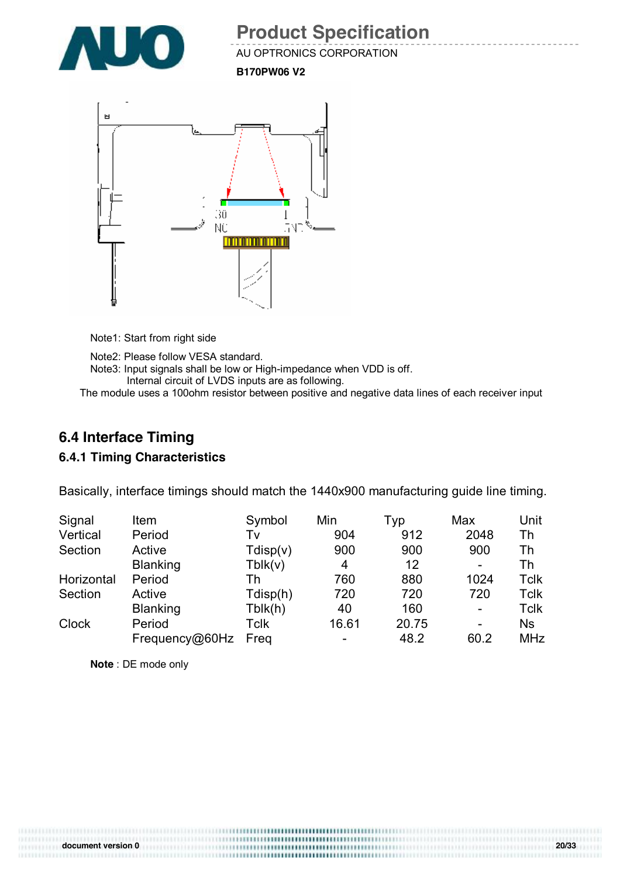Note1: Start from right side

Note2: Please follow VESA standard.

Note3: Input signals shall be low or High-impedance when VDD is off.
Internal circuit of LVDS inputs are as following.

The module uses a 100ohm resistor between positive and negative data lines of each receiver input

## 6.4 Interface Timing

### 6.4.1 Timing Characteristics

Basically, interface timings should match the 1440x900 manufacturing guide line timing.

| Signal | Item | Symbol | Min | Typ | Max | Unit |
|---|---|---|---|---|---|---|
| Vertical Section | Period | Tv | 904 | 912 | 2048 | Th |
| | Active | Tdisp(v) | 900 | 900 | 900 | Th |
| | Blanking | Tblk(v) | 4 | 12 | - | Th |
| Horizontal Section | Period | Th | 760 | 880 | 1024 | Tclk |
| | Active | Tdisp(h) | 720 | 720 | 720 | Tclk |
| | Blanking | Tblk(h) | 40 | 160 | - | Tclk |
| Clock | Period | Tclk | 16.61 | 20.75 | - | Ns |
| | Frequency@60Hz | Freq | - | 48.2 | 60.2 | MHz |

**Note** : DE mode only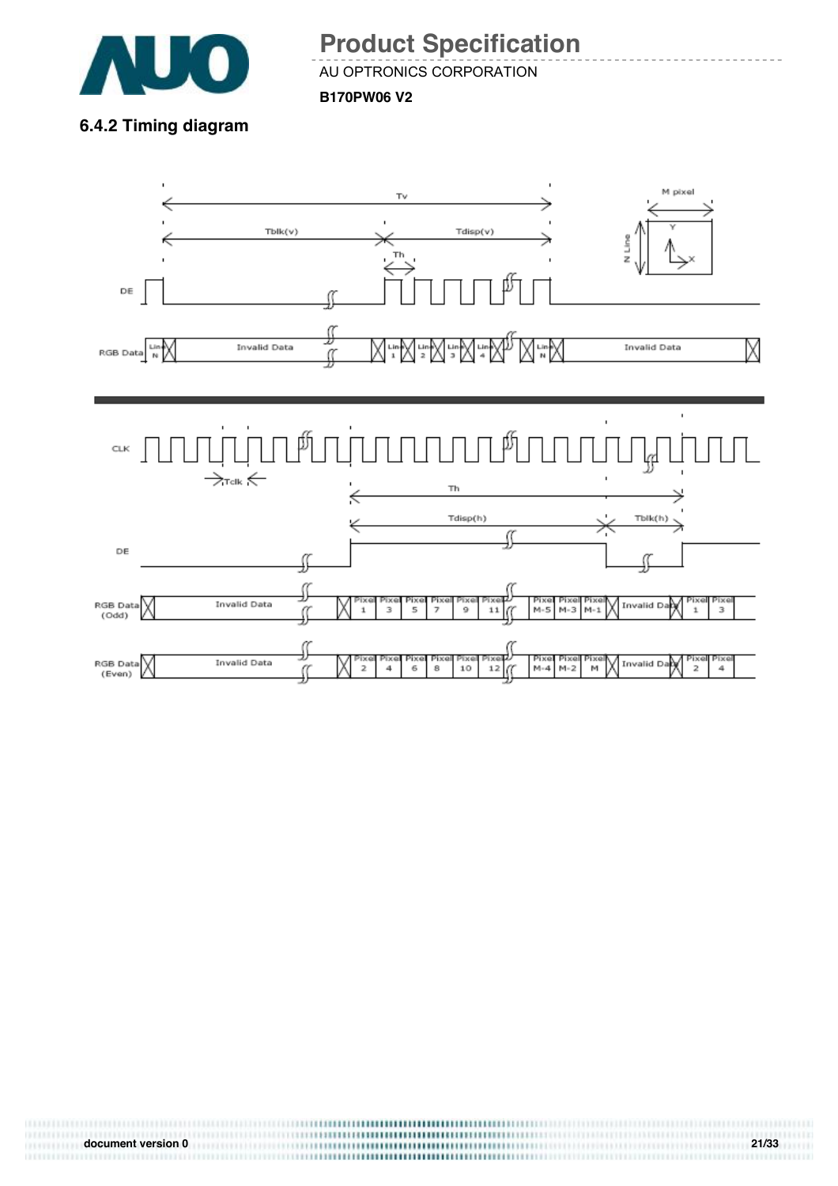### 6.4.2 Timing diagram

Tv

Tblk(v)　　Tdisp(v)

Th

M pixel

N Line

Y

X

DE

RGB Data　Line N　Invalid Data　Line 1　Line 2　Line 3　Line 4　Line N　Invalid Data

CLK

Tclk

Th

Tdisp(h)　　Tblk(h)

DE

RGB Data (Odd)　Invalid Data　Pixel 1　Pixel 3　Pixel 5　Pixel 7　Pixel 9　Pixel 11　Pixel M-5　Pixel M-3　Pixel M-1　Invalid Data　Pixel 1　Pixel 3

RGB Data (Even)　Invalid Data　Pixel 2　Pixel 4　Pixel 6　Pixel 8　Pixel 10　Pixel 12　Pixel M-4　Pixel M-2　Pixel M　Invalid Data　Pixel 2　Pixel 4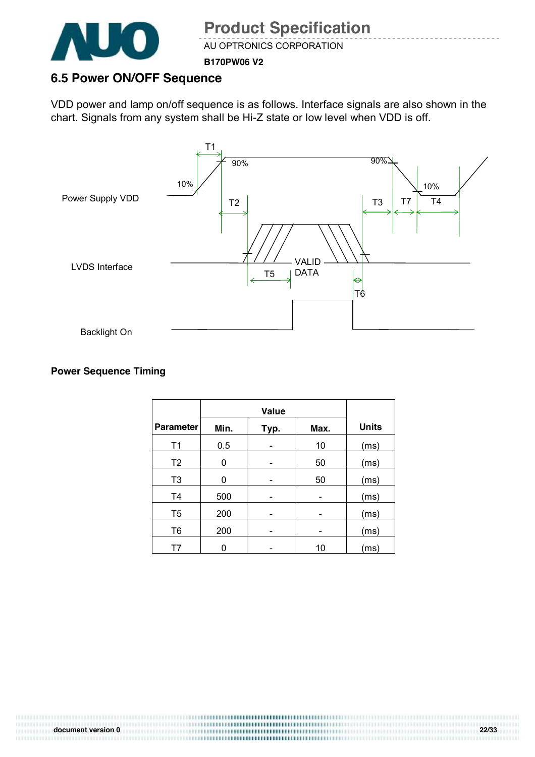## 6.5 Power ON/OFF Sequence

VDD power and lamp on/off sequence is as follows. Interface signals are also shown in the chart. Signals from any system shall be Hi-Z state or low level when VDD is off.

**Power Sequence Timing**

| Parameter | Value | | | Units |
|---|---|---|---|---|
| | Min. | Typ. | Max. | |
| T1 | 0.5 | - | 10 | (ms) |
| T2 | 0 | - | 50 | (ms) |
| T3 | 0 | - | 50 | (ms) |
| T4 | 500 | - | - | (ms) |
| T5 | 200 | - | - | (ms) |
| T6 | 200 | - | - | (ms) |
| T7 | 0 | - | 10 | (ms) |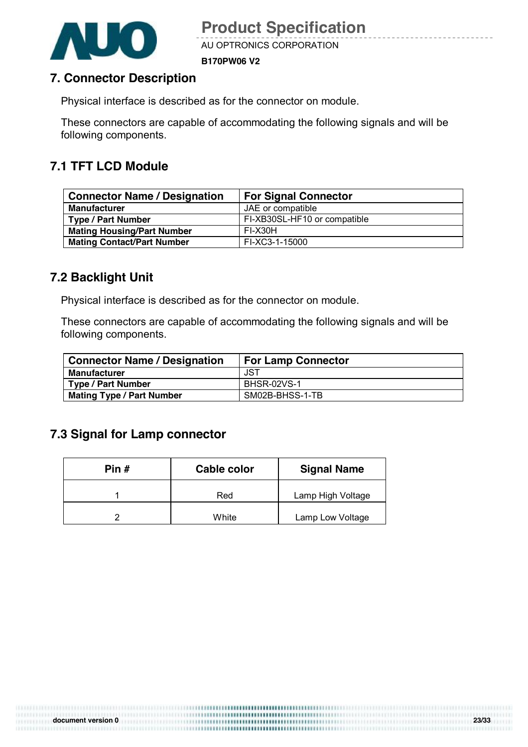## 7. Connector Description

Physical interface is described as for the connector on module.

These connectors are capable of accommodating the following signals and will be following components.

### 7.1 TFT LCD Module

| Connector Name / Designation | For Signal Connector |
| --- | --- |
| **Manufacturer** | JAE or compatible |
| **Type / Part Number** | FI-XB30SL-HF10 or compatible |
| **Mating Housing/Part Number** | FI-X30H |
| **Mating Contact/Part Number** | FI-XC3-1-15000 |

### 7.2 Backlight Unit

Physical interface is described as for the connector on module.

These connectors are capable of accommodating the following signals and will be following components.

| Connector Name / Designation | For Lamp Connector |
| --- | --- |
| **Manufacturer** | JST |
| **Type / Part Number** | BHSR-02VS-1 |
| **Mating Type / Part Number** | SM02B-BHSS-1-TB |

### 7.3 Signal for Lamp connector

| Pin # | Cable color | Signal Name |
| --- | --- | --- |
| 1 | Red | Lamp High Voltage |
| 2 | White | Lamp Low Voltage |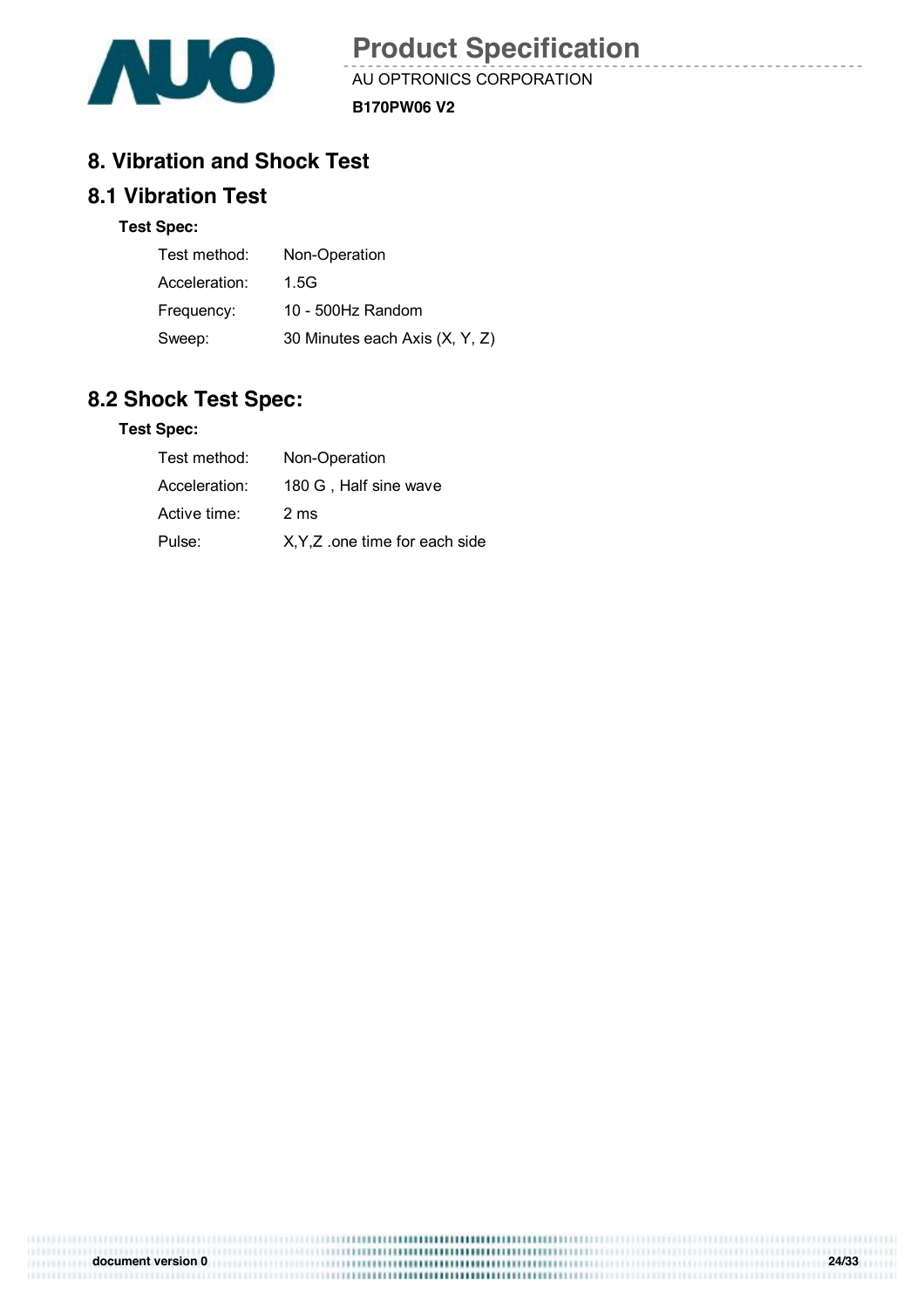## 8. Vibration and Shock Test

### 8.1 Vibration Test

**Test Spec:**

| | |
|---|---|
| Test method: | Non-Operation |
| Acceleration: | 1.5G |
| Frequency: | 10 - 500Hz Random |
| Sweep: | 30 Minutes each Axis (X, Y, Z) |

### 8.2 Shock Test Spec:

**Test Spec:**

| | |
|---|---|
| Test method: | Non-Operation |
| Acceleration: | 180 G , Half sine wave |
| Active time: | 2 ms |
| Pulse: | X,Y,Z .one time for each side |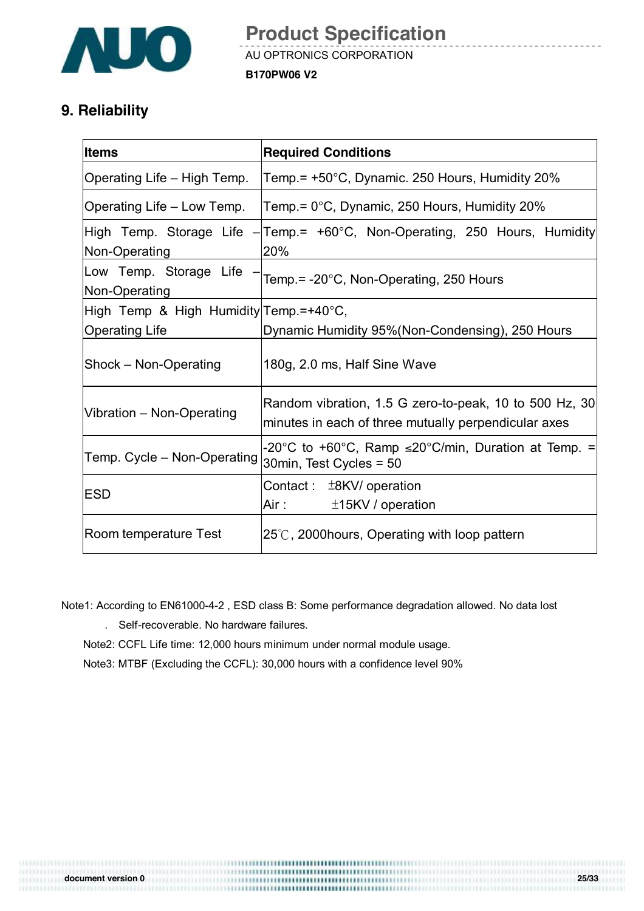## 9. Reliability

| Items | Required Conditions |
| --- | --- |
| Operating Life – High Temp. | Temp.= +50°C, Dynamic. 250 Hours, Humidity 20% |
| Operating Life – Low Temp. | Temp.= 0°C, Dynamic, 250 Hours, Humidity 20% |
| High Temp. Storage Life – Non-Operating | Temp.= +60°C, Non-Operating, 250 Hours, Humidity 20% |
| Low Temp. Storage Life – Non-Operating | Temp.= -20°C, Non-Operating, 250 Hours |
| High Temp & High Humidity Operating Life | Temp.=+40°C, Dynamic Humidity 95%(Non-Condensing), 250 Hours |
| Shock – Non-Operating | 180g, 2.0 ms, Half Sine Wave |
| Vibration – Non-Operating | Random vibration, 1.5 G zero-to-peak, 10 to 500 Hz, 30 minutes in each of three mutually perpendicular axes |
| Temp. Cycle – Non-Operating | -20°C to +60°C, Ramp ≤20°C/min, Duration at Temp. = 30min, Test Cycles = 50 |
| ESD | Contact : ±8KV/ operation<br>Air : ±15KV / operation |
| Room temperature Test | 25℃, 2000hours, Operating with loop pattern |

Note1: According to EN61000-4-2 , ESD class B: Some performance degradation allowed. No data lost

. Self-recoverable. No hardware failures.

Note2: CCFL Life time: 12,000 hours minimum under normal module usage.

Note3: MTBF (Excluding the CCFL): 30,000 hours with a confidence level 90%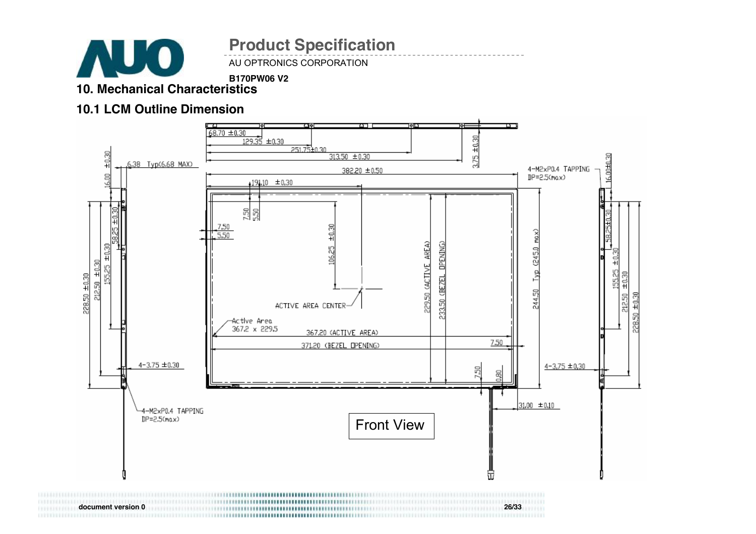# 10. Mechanical Characteristics

## 10.1 LCM Outline Dimension

68.70 ±0.30

129.35 ±0.30

251.75±0.30

313.50 ±0.30

3.75 ±0.30

6.38 Typ(6.68 MAX)

16.00 ±0.30

382.20 ±0.50

191.10 ±0.30

4-M2xP0.4 TAPPING
DP=2.5(max)

16.00±0.30

7.50

5.50

7.50

5.50

106.25 ±0.30

58.25 ±0.30

155.25 ±0.30

212.50 ±0.30

228.50 ±0.30

229.50 (ACTIVE AREA)

233.50 (BEZEL OPENING)

244.50 Typ (245.0 max)

58.25±0.30

155.25 ±0.30

212.50 ±0.30

228.50 ±0.30

ACTIVE AREA CENTER

Active Area
367.2 x 229.5

367.20 (ACTIVE AREA)

371.20 (BEZEL OPENING)

7.50

4-3.75 ±0.30

4-3.75 ±0.30

7.50

0.80

31.00 ±0.10

4-M2xP0.4 TAPPING
DP=2.5(max)

Front View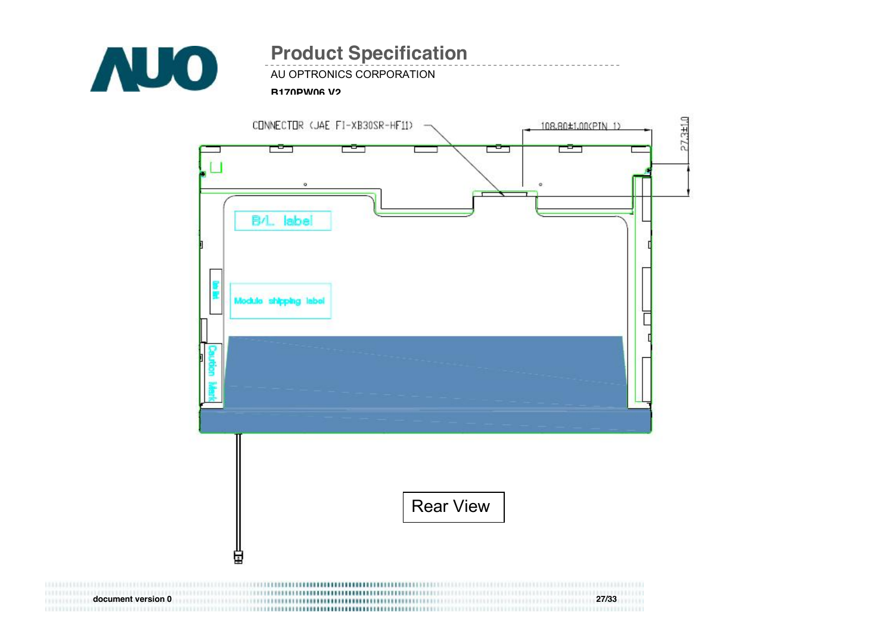CONNECTOR (JAE FI-XB30SR-HF11)

108.80±1.00(PIN 1)

27.3±1.0

B/L label

Module shipping label

Caution Mark

Rear View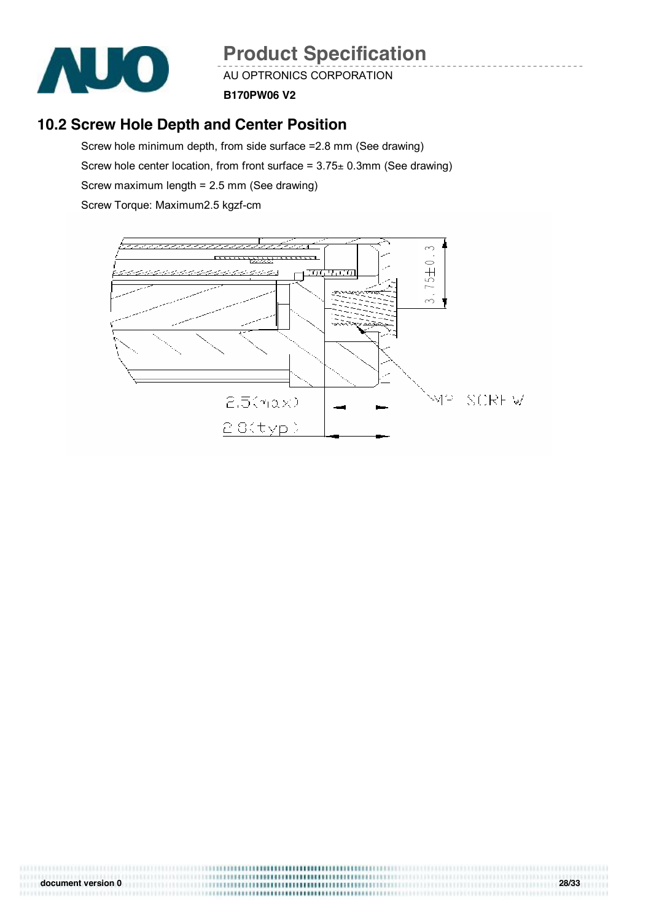## 10.2 Screw Hole Depth and Center Position

Screw hole minimum depth, from side surface =2.8 mm (See drawing)

Screw hole center location, from front surface = 3.75± 0.3mm (See drawing)

Screw maximum length = 2.5 mm (See drawing)

Screw Torque: Maximum2.5 kgzf-cm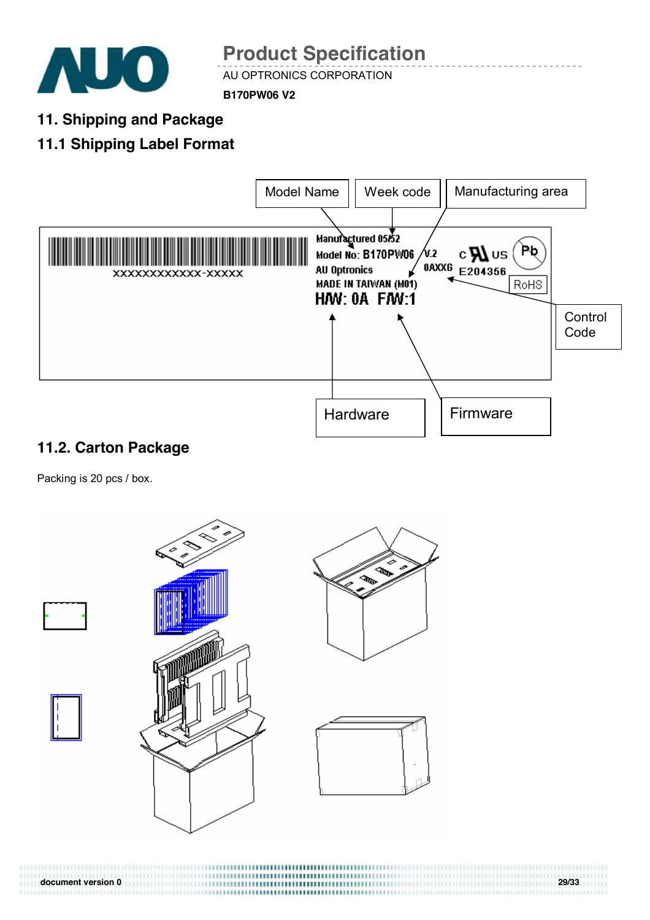## 11. Shipping and Package

### 11.1 Shipping Label Format

Model Name

Week code

Manufacturing area

XXXXXXXXXXXX-XXXXX

Manufactured 05/52

Model No: B170PW06 V.2

AU Optronics 0AXXG

MADE IN TAIWAN (M01)

H/W: 0A F/W:1

c US E204356

Pb

RoHS

Control Code

Hardware

Firmware

### 11.2. Carton Package

Packing is 20 pcs / box.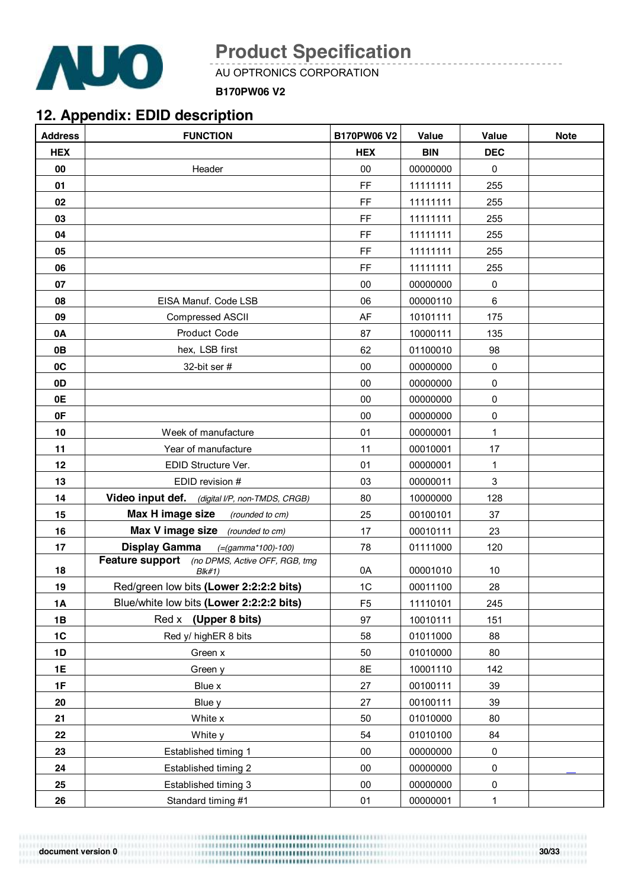## 12. Appendix: EDID description

| Address | FUNCTION | B170PW06 V2 | Value | Value | Note |
|---|---|---|---|---|---|
| HEX | | HEX | BIN | DEC | |
| 00 | Header | 00 | 00000000 | 0 | |
| 01 | | FF | 11111111 | 255 | |
| 02 | | FF | 11111111 | 255 | |
| 03 | | FF | 11111111 | 255 | |
| 04 | | FF | 11111111 | 255 | |
| 05 | | FF | 11111111 | 255 | |
| 06 | | FF | 11111111 | 255 | |
| 07 | | 00 | 00000000 | 0 | |
| 08 | EISA Manuf. Code LSB | 06 | 00000110 | 6 | |
| 09 | Compressed ASCII | AF | 10101111 | 175 | |
| 0A | Product Code | 87 | 10000111 | 135 | |
| 0B | hex, LSB first | 62 | 01100010 | 98 | |
| 0C | 32-bit ser # | 00 | 00000000 | 0 | |
| 0D | | 00 | 00000000 | 0 | |
| 0E | | 00 | 00000000 | 0 | |
| 0F | | 00 | 00000000 | 0 | |
| 10 | Week of manufacture | 01 | 00000001 | 1 | |
| 11 | Year of manufacture | 11 | 00010001 | 17 | |
| 12 | EDID Structure Ver. | 01 | 00000001 | 1 | |
| 13 | EDID revision # | 03 | 00000011 | 3 | |
| 14 | **Video input def.** *(digital I/P, non-TMDS, CRGB)* | 80 | 10000000 | 128 | |
| 15 | **Max H image size** *(rounded to cm)* | 25 | 00100101 | 37 | |
| 16 | **Max V image size** *(rounded to cm)* | 17 | 00010111 | 23 | |
| 17 | **Display Gamma** *(=(gamma*100)-100)* | 78 | 01111000 | 120 | |
| 18 | **Feature support** *(no DPMS, Active OFF, RGB, tmg Blk#1)* | 0A | 00001010 | 10 | |
| 19 | Red/green low bits **(Lower 2:2:2:2 bits)** | 1C | 00011100 | 28 | |
| 1A | Blue/white low bits **(Lower 2:2:2:2 bits)** | F5 | 11110101 | 245 | |
| 1B | Red x **(Upper 8 bits)** | 97 | 10010111 | 151 | |
| 1C | Red y/ highER 8 bits | 58 | 01011000 | 88 | |
| 1D | Green x | 50 | 01010000 | 80 | |
| 1E | Green y | 8E | 10001110 | 142 | |
| 1F | Blue x | 27 | 00100111 | 39 | |
| 20 | Blue y | 27 | 00100111 | 39 | |
| 21 | White x | 50 | 01010000 | 80 | |
| 22 | White y | 54 | 01010100 | 84 | |
| 23 | Established timing 1 | 00 | 00000000 | 0 | |
| 24 | Established timing 2 | 00 | 00000000 | 0 | |
| 25 | Established timing 3 | 00 | 00000000 | 0 | |
| 26 | Standard timing #1 | 01 | 00000001 | 1 | |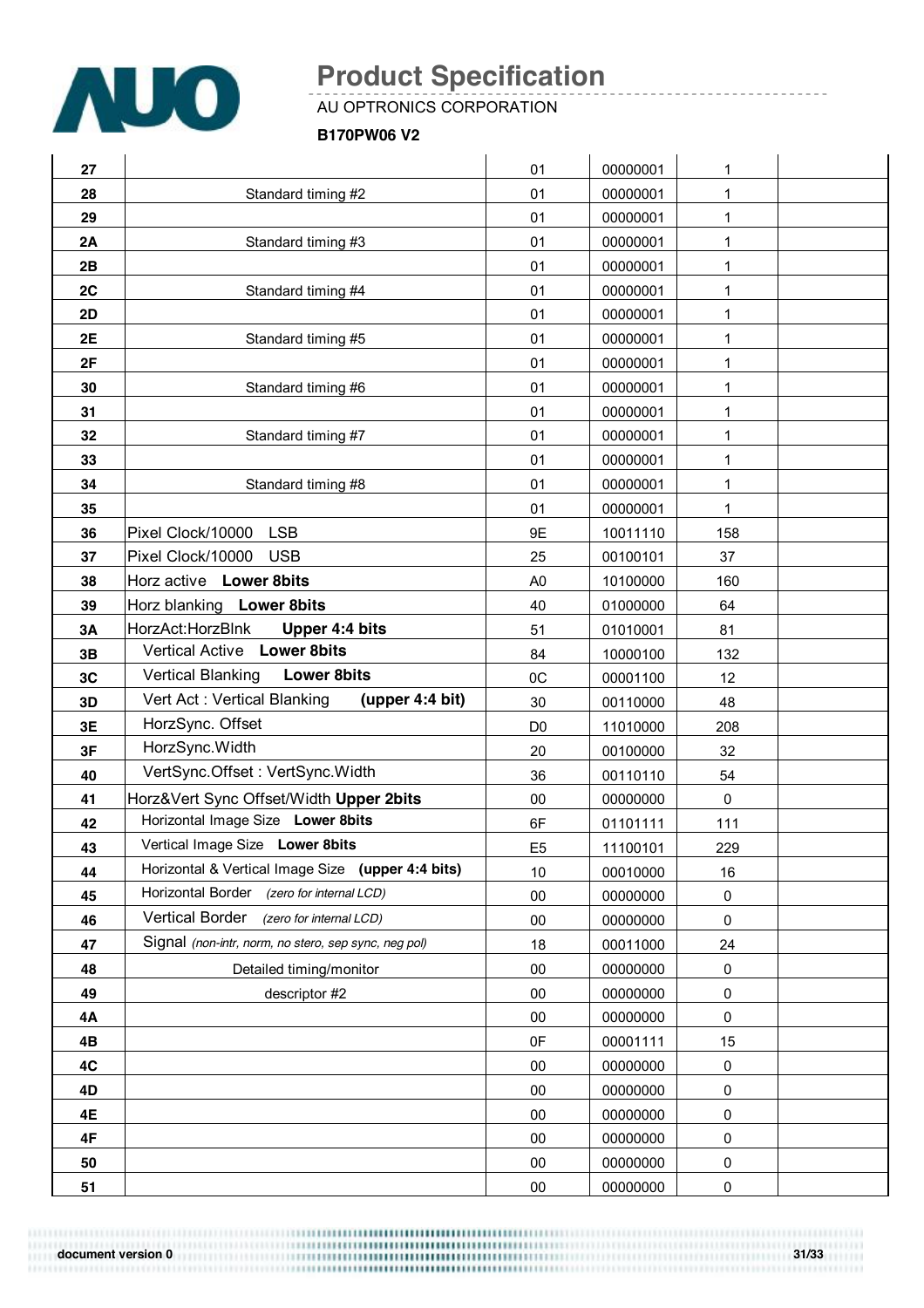| | | | | | |
|---|---|---|---|---|---|
| **27** | | 01 | 00000001 | 1 | |
| **28** | Standard timing #2 | 01 | 00000001 | 1 | |
| **29** | | 01 | 00000001 | 1 | |
| **2A** | Standard timing #3 | 01 | 00000001 | 1 | |
| **2B** | | 01 | 00000001 | 1 | |
| **2C** | Standard timing #4 | 01 | 00000001 | 1 | |
| **2D** | | 01 | 00000001 | 1 | |
| **2E** | Standard timing #5 | 01 | 00000001 | 1 | |
| **2F** | | 01 | 00000001 | 1 | |
| **30** | Standard timing #6 | 01 | 00000001 | 1 | |
| **31** | | 01 | 00000001 | 1 | |
| **32** | Standard timing #7 | 01 | 00000001 | 1 | |
| **33** | | 01 | 00000001 | 1 | |
| **34** | Standard timing #8 | 01 | 00000001 | 1 | |
| **35** | | 01 | 00000001 | 1 | |
| **36** | Pixel Clock/10000 LSB | 9E | 10011110 | 158 | |
| **37** | Pixel Clock/10000 USB | 25 | 00100101 | 37 | |
| **38** | Horz active **Lower 8bits** | A0 | 10100000 | 160 | |
| **39** | Horz blanking **Lower 8bits** | 40 | 01000000 | 64 | |
| **3A** | HorzAct:HorzBlnk **Upper 4:4 bits** | 51 | 01010001 | 81 | |
| **3B** | Vertical Active **Lower 8bits** | 84 | 10000100 | 132 | |
| **3C** | Vertical Blanking **Lower 8bits** | 0C | 00001100 | 12 | |
| **3D** | Vert Act : Vertical Blanking **(upper 4:4 bit)** | 30 | 00110000 | 48 | |
| **3E** | HorzSync. Offset | D0 | 11010000 | 208 | |
| **3F** | HorzSync.Width | 20 | 00100000 | 32 | |
| **40** | VertSync.Offset : VertSync.Width | 36 | 00110110 | 54 | |
| **41** | Horz&Vert Sync Offset/Width **Upper 2bits** | 00 | 00000000 | 0 | |
| **42** | Horizontal Image Size **Lower 8bits** | 6F | 01101111 | 111 | |
| **43** | Vertical Image Size **Lower 8bits** | E5 | 11100101 | 229 | |
| **44** | Horizontal & Vertical Image Size **(upper 4:4 bits)** | 10 | 00010000 | 16 | |
| **45** | Horizontal Border *(zero for internal LCD)* | 00 | 00000000 | 0 | |
| **46** | Vertical Border *(zero for internal LCD)* | 00 | 00000000 | 0 | |
| **47** | Signal *(non-intr, norm, no stero, sep sync, neg pol)* | 18 | 00011000 | 24 | |
| **48** | Detailed timing/monitor | 00 | 00000000 | 0 | |
| **49** | descriptor #2 | 00 | 00000000 | 0 | |
| **4A** | | 00 | 00000000 | 0 | |
| **4B** | | 0F | 00001111 | 15 | |
| **4C** | | 00 | 00000000 | 0 | |
| **4D** | | 00 | 00000000 | 0 | |
| **4E** | | 00 | 00000000 | 0 | |
| **4F** | | 00 | 00000000 | 0 | |
| **50** | | 00 | 00000000 | 0 | |
| **51** | | 00 | 00000000 | 0 | |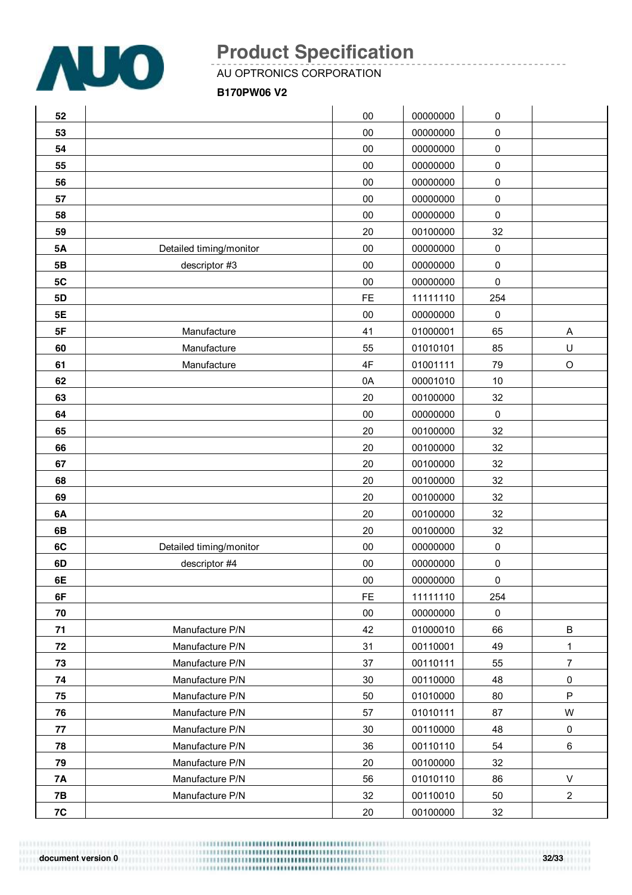| | | | | | |
|---|---|---|---|---|---|
| 52 | | 00 | 00000000 | 0 | |
| 53 | | 00 | 00000000 | 0 | |
| 54 | | 00 | 00000000 | 0 | |
| 55 | | 00 | 00000000 | 0 | |
| 56 | | 00 | 00000000 | 0 | |
| 57 | | 00 | 00000000 | 0 | |
| 58 | | 00 | 00000000 | 0 | |
| 59 | | 20 | 00100000 | 32 | |
| 5A | Detailed timing/monitor | 00 | 00000000 | 0 | |
| 5B | descriptor #3 | 00 | 00000000 | 0 | |
| 5C | | 00 | 00000000 | 0 | |
| 5D | | FE | 11111110 | 254 | |
| 5E | | 00 | 00000000 | 0 | |
| 5F | Manufacture | 41 | 01000001 | 65 | A |
| 60 | Manufacture | 55 | 01010101 | 85 | U |
| 61 | Manufacture | 4F | 01001111 | 79 | O |
| 62 | | 0A | 00001010 | 10 | |
| 63 | | 20 | 00100000 | 32 | |
| 64 | | 00 | 00000000 | 0 | |
| 65 | | 20 | 00100000 | 32 | |
| 66 | | 20 | 00100000 | 32 | |
| 67 | | 20 | 00100000 | 32 | |
| 68 | | 20 | 00100000 | 32 | |
| 69 | | 20 | 00100000 | 32 | |
| 6A | | 20 | 00100000 | 32 | |
| 6B | | 20 | 00100000 | 32 | |
| 6C | Detailed timing/monitor | 00 | 00000000 | 0 | |
| 6D | descriptor #4 | 00 | 00000000 | 0 | |
| 6E | | 00 | 00000000 | 0 | |
| 6F | | FE | 11111110 | 254 | |
| 70 | | 00 | 00000000 | 0 | |
| 71 | Manufacture P/N | 42 | 01000010 | 66 | B |
| 72 | Manufacture P/N | 31 | 00110001 | 49 | 1 |
| 73 | Manufacture P/N | 37 | 00110111 | 55 | 7 |
| 74 | Manufacture P/N | 30 | 00110000 | 48 | 0 |
| 75 | Manufacture P/N | 50 | 01010000 | 80 | P |
| 76 | Manufacture P/N | 57 | 01010111 | 87 | W |
| 77 | Manufacture P/N | 30 | 00110000 | 48 | 0 |
| 78 | Manufacture P/N | 36 | 00110110 | 54 | 6 |
| 79 | Manufacture P/N | 20 | 00100000 | 32 | |
| 7A | Manufacture P/N | 56 | 01010110 | 86 | V |
| 7B | Manufacture P/N | 32 | 00110010 | 50 | 2 |
| 7C | | 20 | 00100000 | 32 | |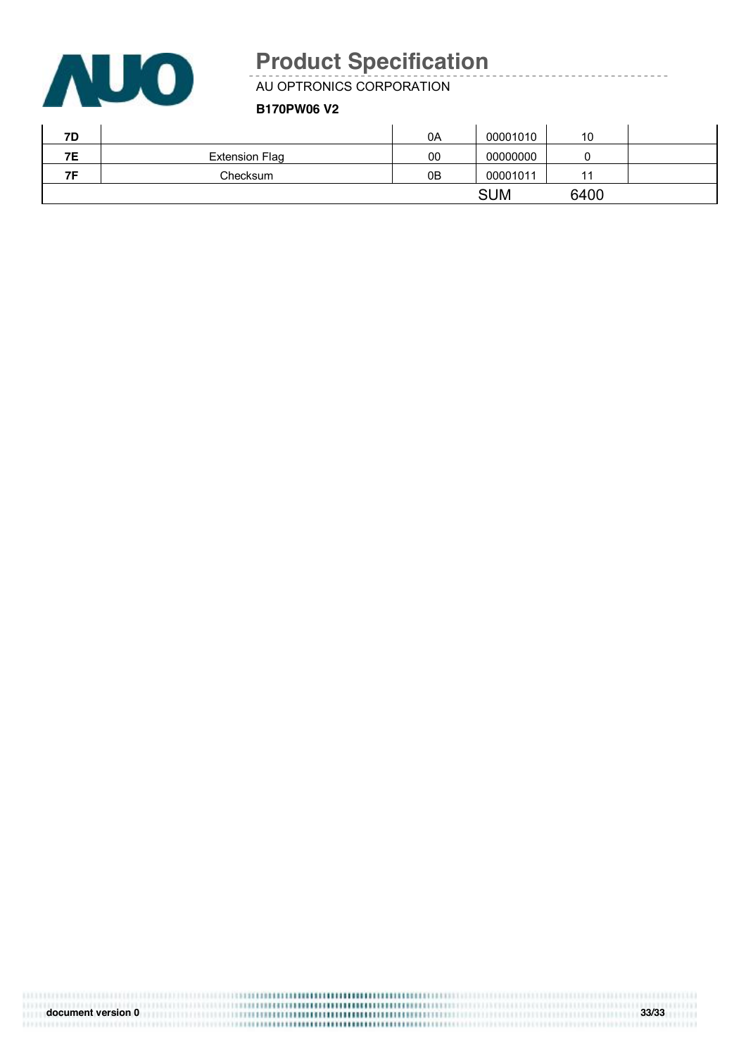| | | | | | |
|---|---|---|---|---|---|
| **7D** | | 0A | 00001010 | 10 | |
| **7E** | Extension Flag | 00 | 00000000 | 0 | |
| **7F** | Checksum | 0B | 00001011 | 11 | |
| | | | SUM | 6400 | |